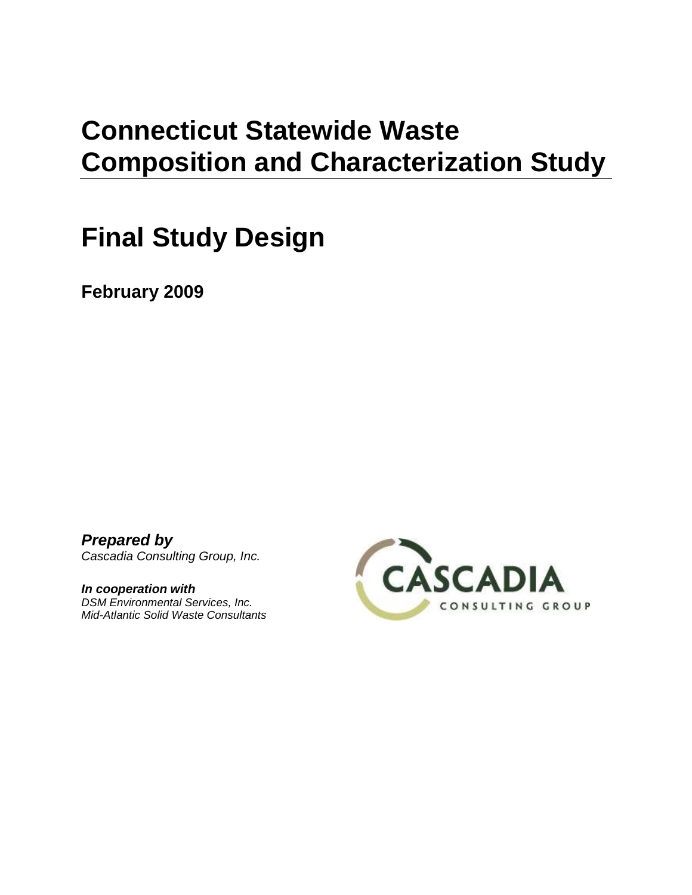# Connecticut Statewide Waste Composition and Characterization Study

# Final Study Design

**February 2009**

***Prepared by***
*Cascadia Consulting Group, Inc.*

***In cooperation with***
*DSM Environmental Services, Inc.*
*Mid-Atlantic Solid Waste Consultants*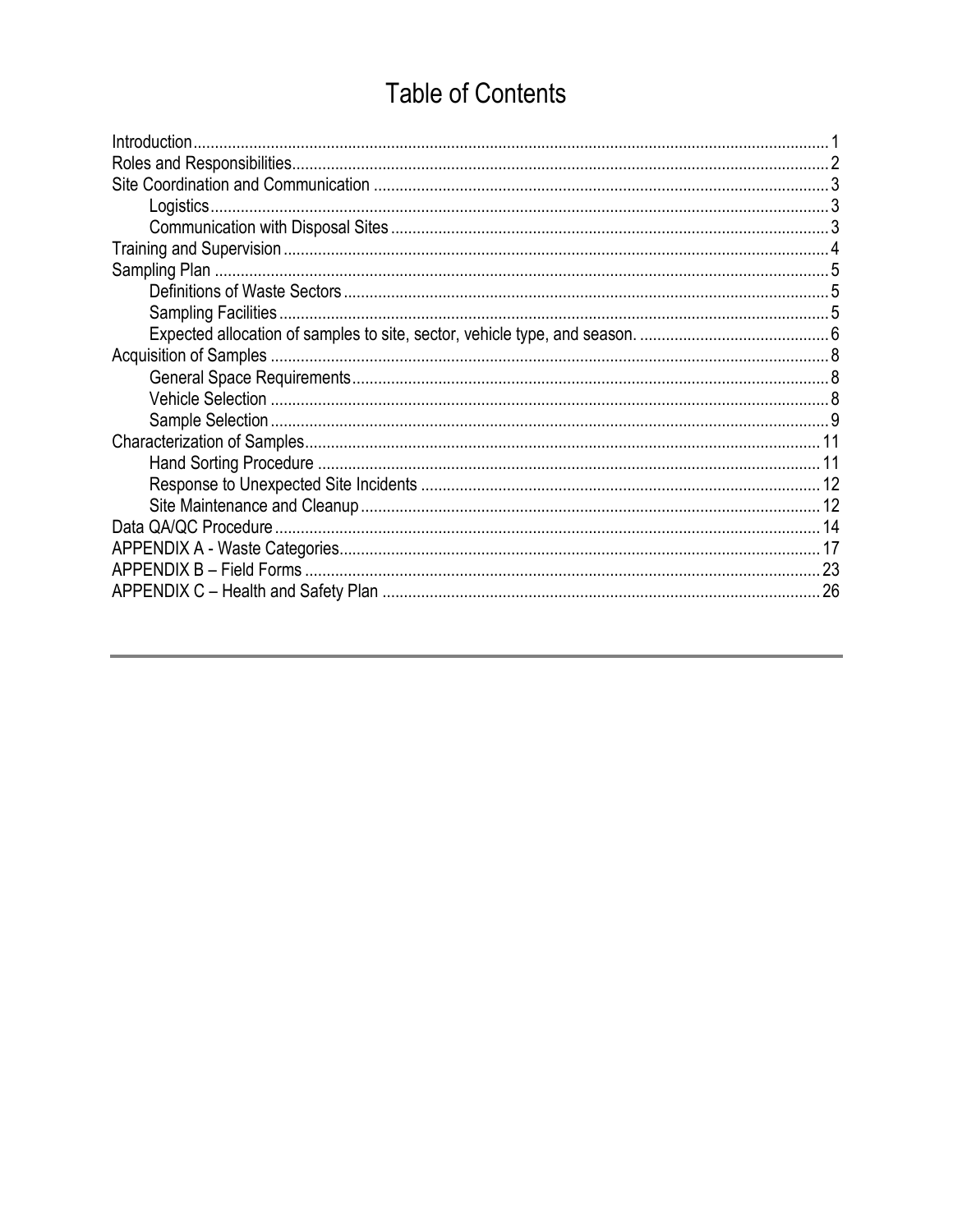# Table of Contents

- Introduction ... 1
- Roles and Responsibilities ... 2
- Site Coordination and Communication ... 3
  - Logistics ... 3
  - Communication with Disposal Sites ... 3
- Training and Supervision ... 4
- Sampling Plan ... 5
  - Definitions of Waste Sectors ... 5
  - Sampling Facilities ... 5
  - Expected allocation of samples to site, sector, vehicle type, and season. ... 6
- Acquisition of Samples ... 8
  - General Space Requirements ... 8
  - Vehicle Selection ... 8
  - Sample Selection ... 9
- Characterization of Samples ... 11
  - Hand Sorting Procedure ... 11
  - Response to Unexpected Site Incidents ... 12
  - Site Maintenance and Cleanup ... 12
- Data QA/QC Procedure ... 14
- APPENDIX A - Waste Categories ... 17
- APPENDIX B – Field Forms ... 23
- APPENDIX C – Health and Safety Plan ... 26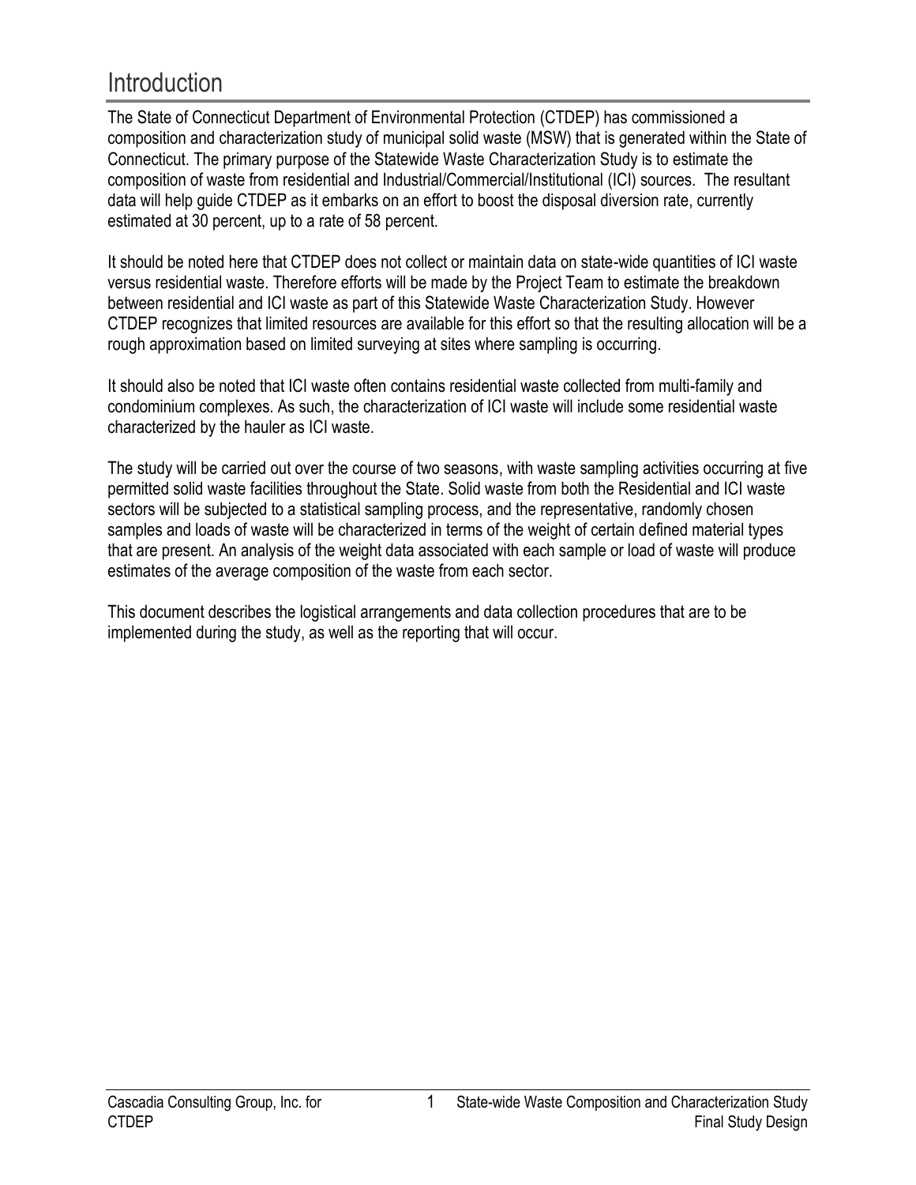# Introduction

The State of Connecticut Department of Environmental Protection (CTDEP) has commissioned a composition and characterization study of municipal solid waste (MSW) that is generated within the State of Connecticut. The primary purpose of the Statewide Waste Characterization Study is to estimate the composition of waste from residential and Industrial/Commercial/Institutional (ICI) sources. The resultant data will help guide CTDEP as it embarks on an effort to boost the disposal diversion rate, currently estimated at 30 percent, up to a rate of 58 percent.

It should be noted here that CTDEP does not collect or maintain data on state-wide quantities of ICI waste versus residential waste. Therefore efforts will be made by the Project Team to estimate the breakdown between residential and ICI waste as part of this Statewide Waste Characterization Study. However CTDEP recognizes that limited resources are available for this effort so that the resulting allocation will be a rough approximation based on limited surveying at sites where sampling is occurring.

It should also be noted that ICI waste often contains residential waste collected from multi-family and condominium complexes. As such, the characterization of ICI waste will include some residential waste characterized by the hauler as ICI waste.

The study will be carried out over the course of two seasons, with waste sampling activities occurring at five permitted solid waste facilities throughout the State. Solid waste from both the Residential and ICI waste sectors will be subjected to a statistical sampling process, and the representative, randomly chosen samples and loads of waste will be characterized in terms of the weight of certain defined material types that are present. An analysis of the weight data associated with each sample or load of waste will produce estimates of the average composition of the waste from each sector.

This document describes the logistical arrangements and data collection procedures that are to be implemented during the study, as well as the reporting that will occur.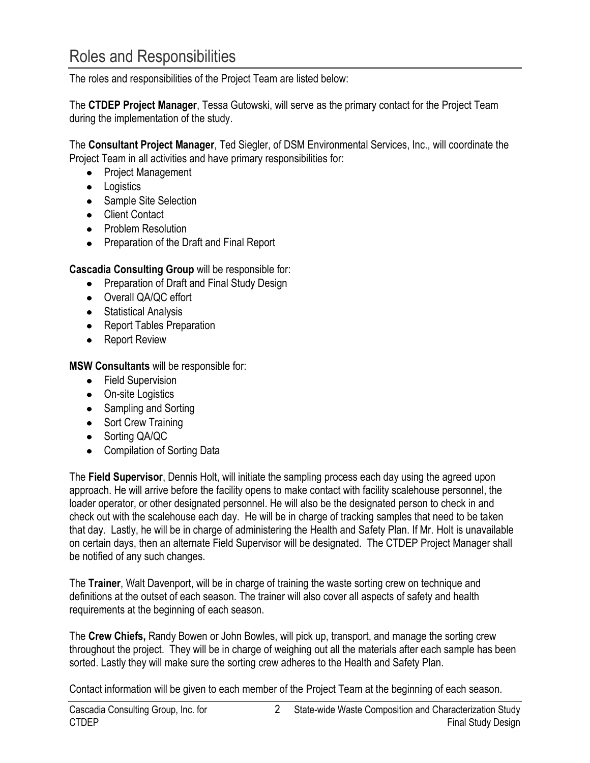# Roles and Responsibilities

The roles and responsibilities of the Project Team are listed below:

The **CTDEP Project Manager**, Tessa Gutowski, will serve as the primary contact for the Project Team during the implementation of the study.

The **Consultant Project Manager**, Ted Siegler, of DSM Environmental Services, Inc., will coordinate the Project Team in all activities and have primary responsibilities for:

- Project Management
- Logistics
- Sample Site Selection
- Client Contact
- Problem Resolution
- Preparation of the Draft and Final Report

**Cascadia Consulting Group** will be responsible for:

- Preparation of Draft and Final Study Design
- Overall QA/QC effort
- Statistical Analysis
- Report Tables Preparation
- Report Review

**MSW Consultants** will be responsible for:

- Field Supervision
- On-site Logistics
- Sampling and Sorting
- Sort Crew Training
- Sorting QA/QC
- Compilation of Sorting Data

The **Field Supervisor**, Dennis Holt, will initiate the sampling process each day using the agreed upon approach. He will arrive before the facility opens to make contact with facility scalehouse personnel, the loader operator, or other designated personnel. He will also be the designated person to check in and check out with the scalehouse each day. He will be in charge of tracking samples that need to be taken that day. Lastly, he will be in charge of administering the Health and Safety Plan. If Mr. Holt is unavailable on certain days, then an alternate Field Supervisor will be designated. The CTDEP Project Manager shall be notified of any such changes.

The **Trainer**, Walt Davenport, will be in charge of training the waste sorting crew on technique and definitions at the outset of each season. The trainer will also cover all aspects of safety and health requirements at the beginning of each season.

The **Crew Chiefs,** Randy Bowen or John Bowles, will pick up, transport, and manage the sorting crew throughout the project. They will be in charge of weighing out all the materials after each sample has been sorted. Lastly they will make sure the sorting crew adheres to the Health and Safety Plan.

Contact information will be given to each member of the Project Team at the beginning of each season.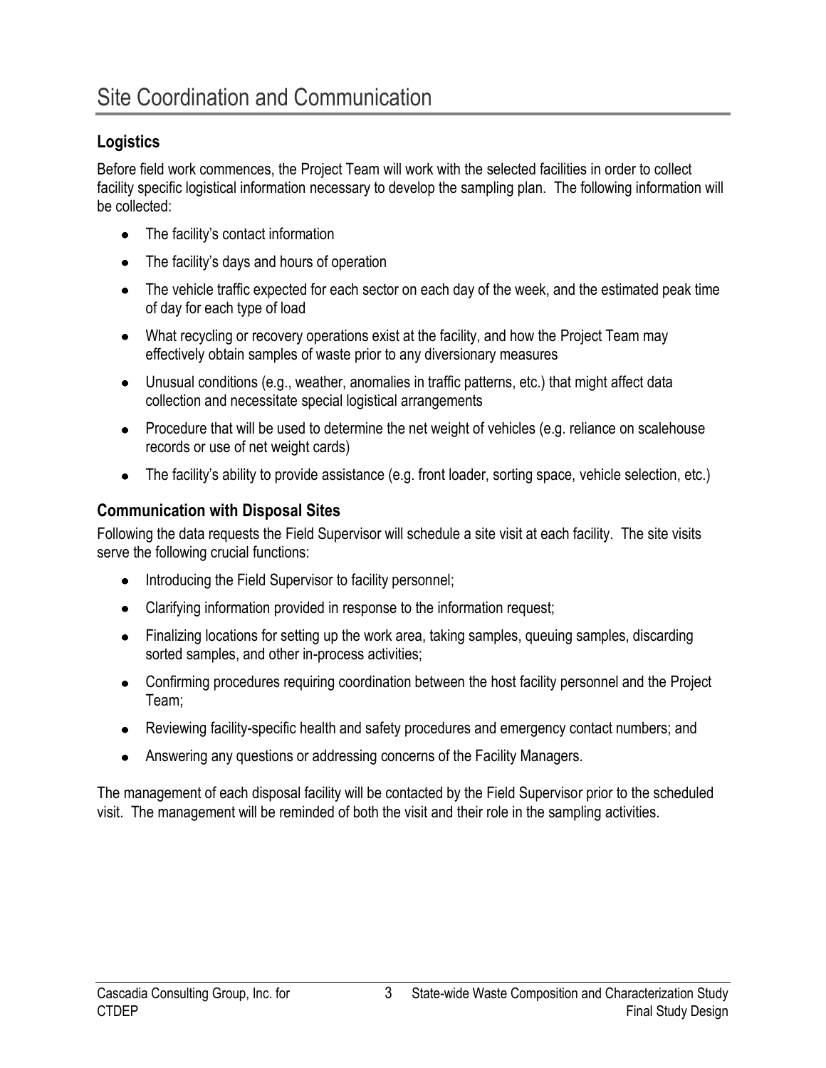# Site Coordination and Communication

## Logistics

Before field work commences, the Project Team will work with the selected facilities in order to collect facility specific logistical information necessary to develop the sampling plan. The following information will be collected:

- The facility's contact information
- The facility's days and hours of operation
- The vehicle traffic expected for each sector on each day of the week, and the estimated peak time of day for each type of load
- What recycling or recovery operations exist at the facility, and how the Project Team may effectively obtain samples of waste prior to any diversionary measures
- Unusual conditions (e.g., weather, anomalies in traffic patterns, etc.) that might affect data collection and necessitate special logistical arrangements
- Procedure that will be used to determine the net weight of vehicles (e.g. reliance on scalehouse records or use of net weight cards)
- The facility's ability to provide assistance (e.g. front loader, sorting space, vehicle selection, etc.)

## Communication with Disposal Sites

Following the data requests the Field Supervisor will schedule a site visit at each facility. The site visits serve the following crucial functions:

- Introducing the Field Supervisor to facility personnel;
- Clarifying information provided in response to the information request;
- Finalizing locations for setting up the work area, taking samples, queuing samples, discarding sorted samples, and other in-process activities;
- Confirming procedures requiring coordination between the host facility personnel and the Project Team;
- Reviewing facility-specific health and safety procedures and emergency contact numbers; and
- Answering any questions or addressing concerns of the Facility Managers.

The management of each disposal facility will be contacted by the Field Supervisor prior to the scheduled visit. The management will be reminded of both the visit and their role in the sampling activities.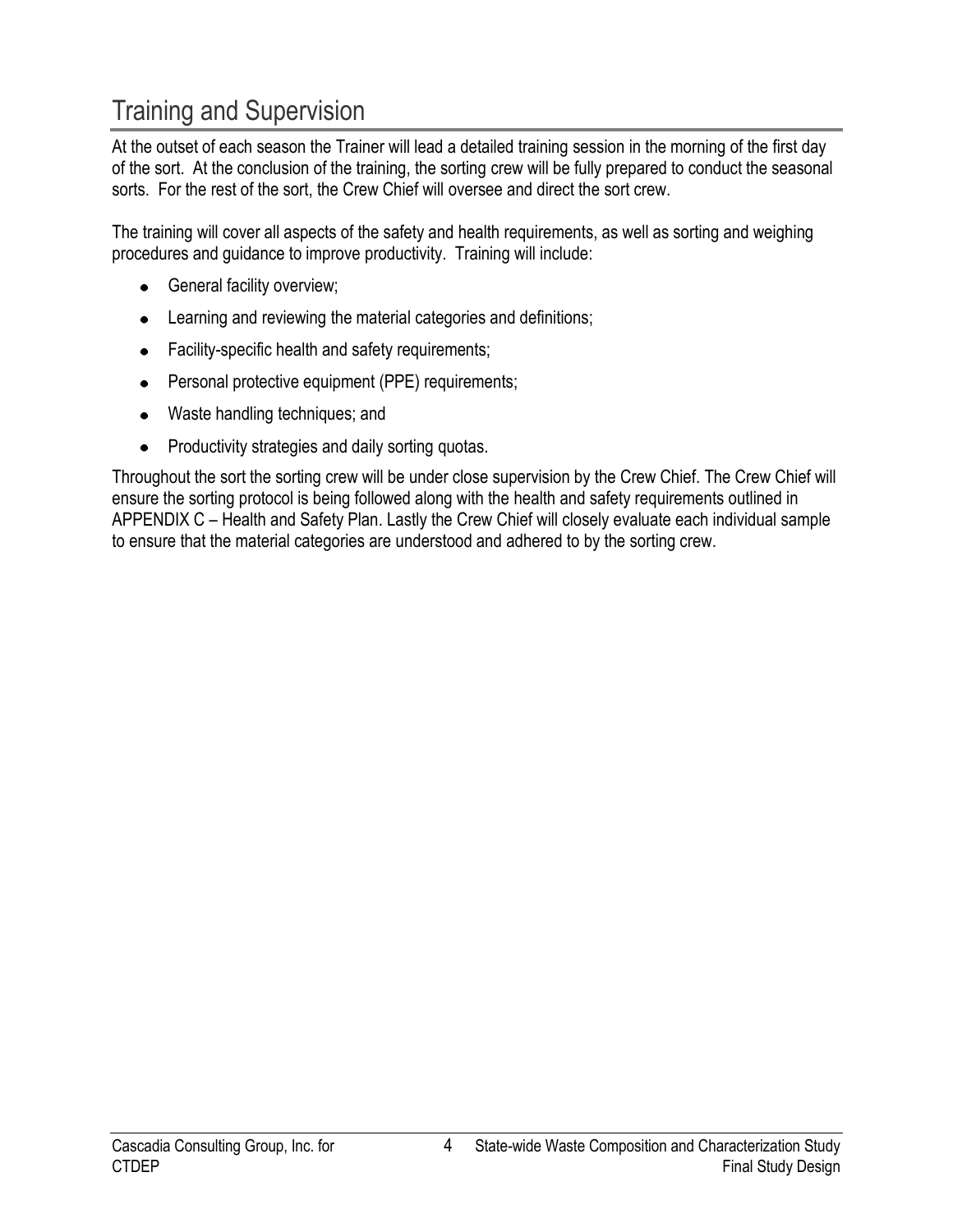## Training and Supervision

At the outset of each season the Trainer will lead a detailed training session in the morning of the first day of the sort. At the conclusion of the training, the sorting crew will be fully prepared to conduct the seasonal sorts. For the rest of the sort, the Crew Chief will oversee and direct the sort crew.

The training will cover all aspects of the safety and health requirements, as well as sorting and weighing procedures and guidance to improve productivity. Training will include:

- General facility overview;
- Learning and reviewing the material categories and definitions;
- Facility-specific health and safety requirements;
- Personal protective equipment (PPE) requirements;
- Waste handling techniques; and
- Productivity strategies and daily sorting quotas.

Throughout the sort the sorting crew will be under close supervision by the Crew Chief. The Crew Chief will ensure the sorting protocol is being followed along with the health and safety requirements outlined in APPENDIX C – Health and Safety Plan. Lastly the Crew Chief will closely evaluate each individual sample to ensure that the material categories are understood and adhered to by the sorting crew.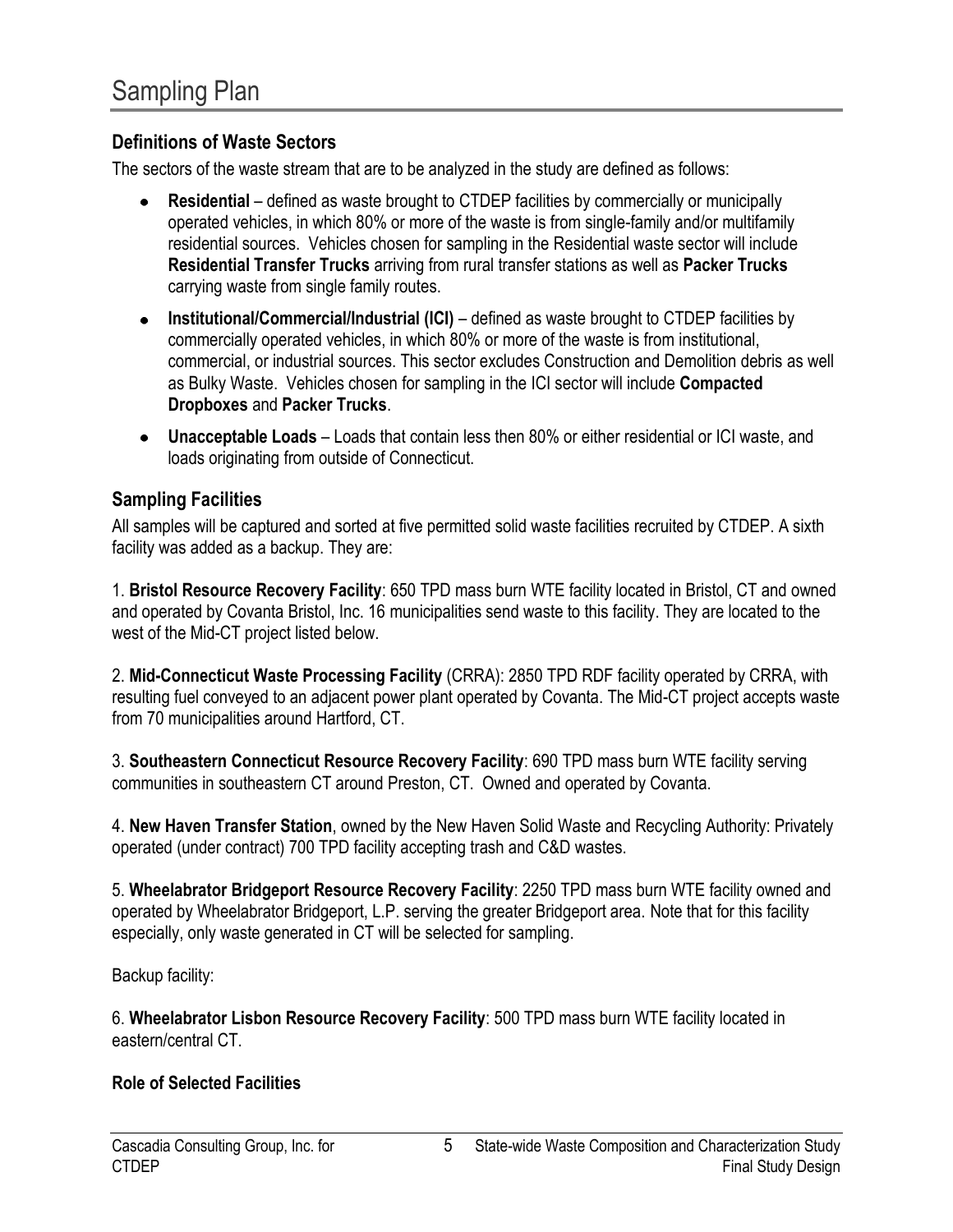# Sampling Plan

## Definitions of Waste Sectors

The sectors of the waste stream that are to be analyzed in the study are defined as follows:

- **Residential** – defined as waste brought to CTDEP facilities by commercially or municipally operated vehicles, in which 80% or more of the waste is from single-family and/or multifamily residential sources. Vehicles chosen for sampling in the Residential waste sector will include **Residential Transfer Trucks** arriving from rural transfer stations as well as **Packer Trucks** carrying waste from single family routes.
- **Institutional/Commercial/Industrial (ICI)** – defined as waste brought to CTDEP facilities by commercially operated vehicles, in which 80% or more of the waste is from institutional, commercial, or industrial sources. This sector excludes Construction and Demolition debris as well as Bulky Waste. Vehicles chosen for sampling in the ICI sector will include **Compacted Dropboxes** and **Packer Trucks**.
- **Unacceptable Loads** – Loads that contain less then 80% or either residential or ICI waste, and loads originating from outside of Connecticut.

## Sampling Facilities

All samples will be captured and sorted at five permitted solid waste facilities recruited by CTDEP. A sixth facility was added as a backup. They are:

1. **Bristol Resource Recovery Facility**: 650 TPD mass burn WTE facility located in Bristol, CT and owned and operated by Covanta Bristol, Inc. 16 municipalities send waste to this facility. They are located to the west of the Mid-CT project listed below.

2. **Mid-Connecticut Waste Processing Facility** (CRRA): 2850 TPD RDF facility operated by CRRA, with resulting fuel conveyed to an adjacent power plant operated by Covanta. The Mid-CT project accepts waste from 70 municipalities around Hartford, CT.

3. **Southeastern Connecticut Resource Recovery Facility**: 690 TPD mass burn WTE facility serving communities in southeastern CT around Preston, CT. Owned and operated by Covanta.

4. **New Haven Transfer Station**, owned by the New Haven Solid Waste and Recycling Authority: Privately operated (under contract) 700 TPD facility accepting trash and C&D wastes.

5. **Wheelabrator Bridgeport Resource Recovery Facility**: 2250 TPD mass burn WTE facility owned and operated by Wheelabrator Bridgeport, L.P. serving the greater Bridgeport area. Note that for this facility especially, only waste generated in CT will be selected for sampling.

Backup facility:

6. **Wheelabrator Lisbon Resource Recovery Facility**: 500 TPD mass burn WTE facility located in eastern/central CT.

### Role of Selected Facilities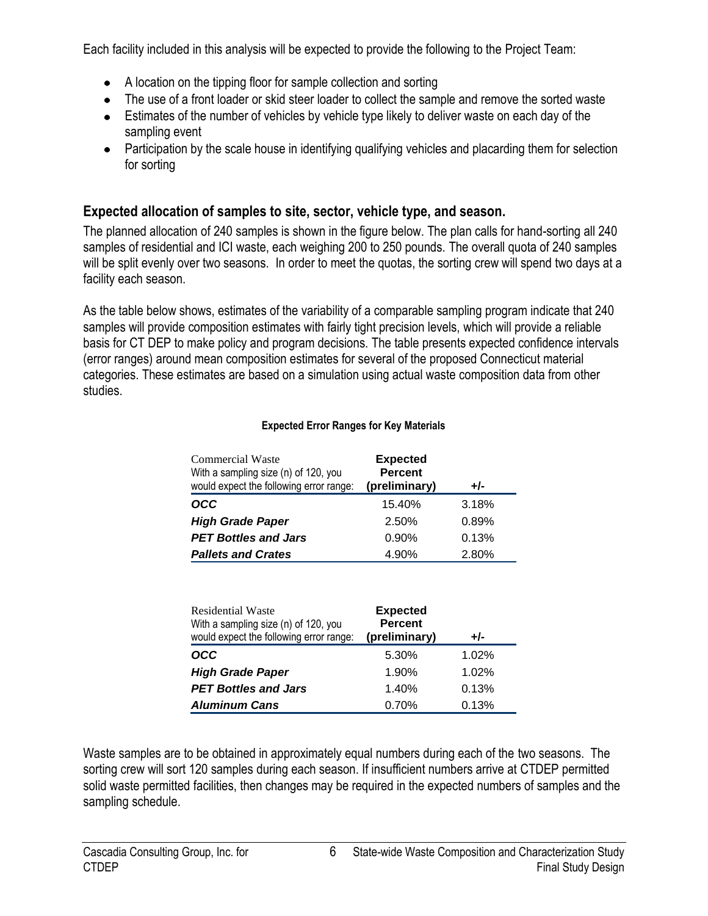Each facility included in this analysis will be expected to provide the following to the Project Team:

- A location on the tipping floor for sample collection and sorting
- The use of a front loader or skid steer loader to collect the sample and remove the sorted waste
- Estimates of the number of vehicles by vehicle type likely to deliver waste on each day of the sampling event
- Participation by the scale house in identifying qualifying vehicles and placarding them for selection for sorting

## Expected allocation of samples to site, sector, vehicle type, and season.

The planned allocation of 240 samples is shown in the figure below. The plan calls for hand-sorting all 240 samples of residential and ICI waste, each weighing 200 to 250 pounds. The overall quota of 240 samples will be split evenly over two seasons. In order to meet the quotas, the sorting crew will spend two days at a facility each season.

As the table below shows, estimates of the variability of a comparable sampling program indicate that 240 samples will provide composition estimates with fairly tight precision levels, which will provide a reliable basis for CT DEP to make policy and program decisions. The table presents expected confidence intervals (error ranges) around mean composition estimates for several of the proposed Connecticut material categories. These estimates are based on a simulation using actual waste composition data from other studies.

**Expected Error Ranges for Key Materials**

| Commercial Waste<br>With a sampling size (n) of 120, you would expect the following error range: | **Expected Percent (preliminary)** | **+/-** |
|---|---|---|
| ***OCC*** | 15.40% | 3.18% |
| ***High Grade Paper*** | 2.50% | 0.89% |
| ***PET Bottles and Jars*** | 0.90% | 0.13% |
| ***Pallets and Crates*** | 4.90% | 2.80% |

| Residential Waste<br>With a sampling size (n) of 120, you would expect the following error range: | **Expected Percent (preliminary)** | **+/-** |
|---|---|---|
| ***OCC*** | 5.30% | 1.02% |
| ***High Grade Paper*** | 1.90% | 1.02% |
| ***PET Bottles and Jars*** | 1.40% | 0.13% |
| ***Aluminum Cans*** | 0.70% | 0.13% |

Waste samples are to be obtained in approximately equal numbers during each of the two seasons. The sorting crew will sort 120 samples during each season. If insufficient numbers arrive at CTDEP permitted solid waste permitted facilities, then changes may be required in the expected numbers of samples and the sampling schedule.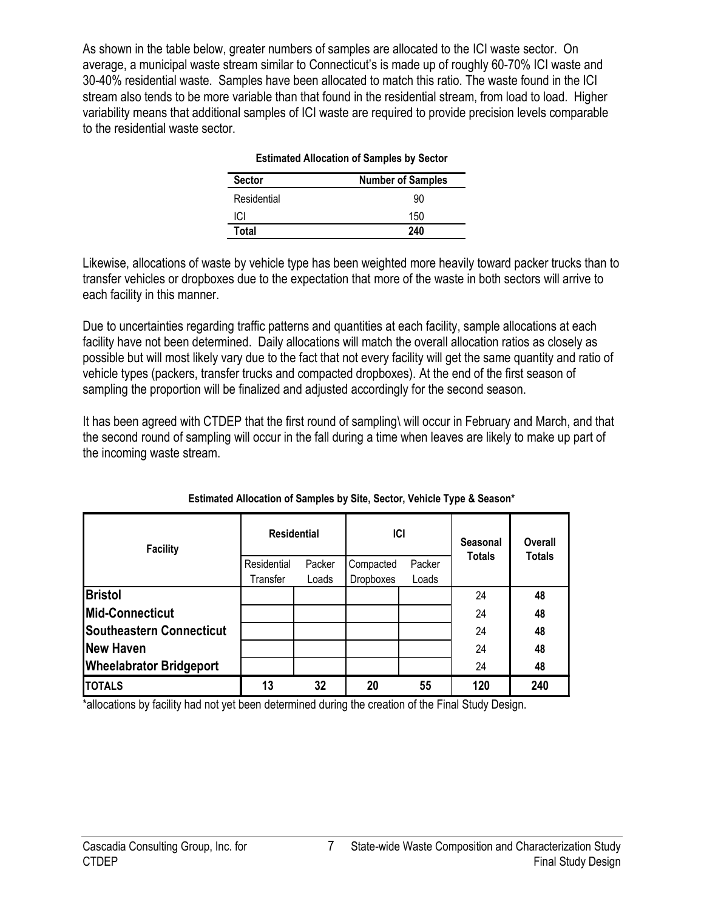As shown in the table below, greater numbers of samples are allocated to the ICI waste sector. On average, a municipal waste stream similar to Connecticut's is made up of roughly 60-70% ICI waste and 30-40% residential waste. Samples have been allocated to match this ratio. The waste found in the ICI stream also tends to be more variable than that found in the residential stream, from load to load. Higher variability means that additional samples of ICI waste are required to provide precision levels comparable to the residential waste sector.

**Estimated Allocation of Samples by Sector**

| Sector | Number of Samples |
|---|---|
| Residential | 90 |
| ICI | 150 |
| **Total** | **240** |

Likewise, allocations of waste by vehicle type has been weighted more heavily toward packer trucks than to transfer vehicles or dropboxes due to the expectation that more of the waste in both sectors will arrive to each facility in this manner.

Due to uncertainties regarding traffic patterns and quantities at each facility, sample allocations at each facility have not been determined. Daily allocations will match the overall allocation ratios as closely as possible but will most likely vary due to the fact that not every facility will get the same quantity and ratio of vehicle types (packers, transfer trucks and compacted dropboxes). At the end of the first season of sampling the proportion will be finalized and adjusted accordingly for the second season.

It has been agreed with CTDEP that the first round of sampling\ will occur in February and March, and that the second round of sampling will occur in the fall during a time when leaves are likely to make up part of the incoming waste stream.

**Estimated Allocation of Samples by Site, Sector, Vehicle Type & Season***

| Facility | Residential | | ICI | | Seasonal Totals | Overall Totals |
|---|---|---|---|---|---|---|
| | Residential Transfer | Packer Loads | Compacted Dropboxes | Packer Loads | | |
| **Bristol** | | | | | 24 | **48** |
| **Mid-Connecticut** | | | | | 24 | **48** |
| **Southeastern Connecticut** | | | | | 24 | **48** |
| **New Haven** | | | | | 24 | **48** |
| **Wheelabrator Bridgeport** | | | | | 24 | **48** |
| **TOTALS** | **13** | **32** | **20** | **55** | **120** | **240** |

*allocations by facility had not yet been determined during the creation of the Final Study Design.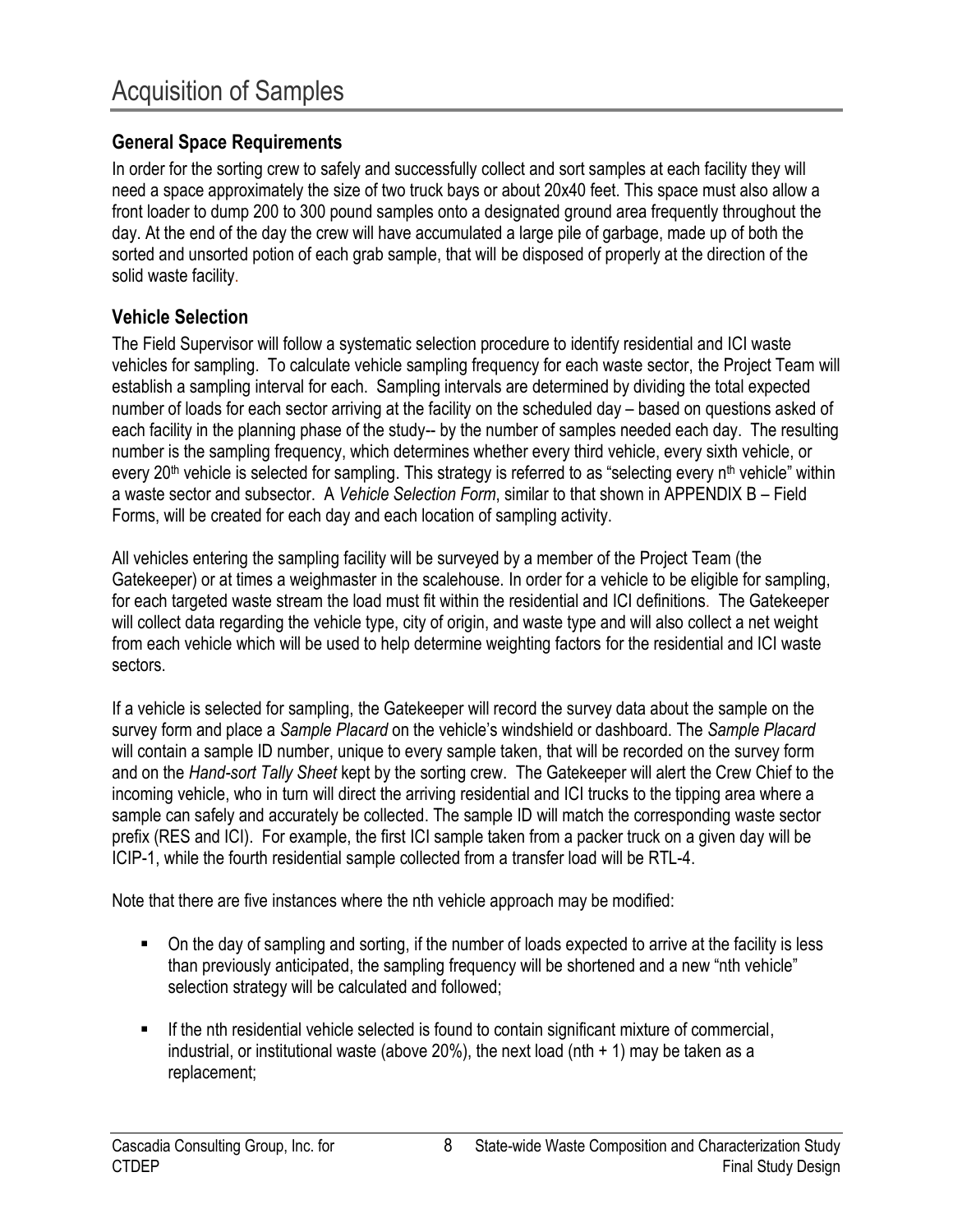# Acquisition of Samples

## General Space Requirements

In order for the sorting crew to safely and successfully collect and sort samples at each facility they will need a space approximately the size of two truck bays or about 20x40 feet. This space must also allow a front loader to dump 200 to 300 pound samples onto a designated ground area frequently throughout the day. At the end of the day the crew will have accumulated a large pile of garbage, made up of both the sorted and unsorted potion of each grab sample, that will be disposed of properly at the direction of the solid waste facility.

## Vehicle Selection

The Field Supervisor will follow a systematic selection procedure to identify residential and ICI waste vehicles for sampling. To calculate vehicle sampling frequency for each waste sector, the Project Team will establish a sampling interval for each. Sampling intervals are determined by dividing the total expected number of loads for each sector arriving at the facility on the scheduled day – based on questions asked of each facility in the planning phase of the study-- by the number of samples needed each day. The resulting number is the sampling frequency, which determines whether every third vehicle, every sixth vehicle, or every 20th vehicle is selected for sampling. This strategy is referred to as "selecting every nth vehicle" within a waste sector and subsector. A *Vehicle Selection Form*, similar to that shown in APPENDIX B – Field Forms, will be created for each day and each location of sampling activity.

All vehicles entering the sampling facility will be surveyed by a member of the Project Team (the Gatekeeper) or at times a weighmaster in the scalehouse. In order for a vehicle to be eligible for sampling, for each targeted waste stream the load must fit within the residential and ICI definitions. The Gatekeeper will collect data regarding the vehicle type, city of origin, and waste type and will also collect a net weight from each vehicle which will be used to help determine weighting factors for the residential and ICI waste sectors.

If a vehicle is selected for sampling, the Gatekeeper will record the survey data about the sample on the survey form and place a *Sample Placard* on the vehicle's windshield or dashboard. The *Sample Placard* will contain a sample ID number, unique to every sample taken, that will be recorded on the survey form and on the *Hand-sort Tally Sheet* kept by the sorting crew. The Gatekeeper will alert the Crew Chief to the incoming vehicle, who in turn will direct the arriving residential and ICI trucks to the tipping area where a sample can safely and accurately be collected. The sample ID will match the corresponding waste sector prefix (RES and ICI). For example, the first ICI sample taken from a packer truck on a given day will be ICIP-1, while the fourth residential sample collected from a transfer load will be RTL-4.

Note that there are five instances where the nth vehicle approach may be modified:

- On the day of sampling and sorting, if the number of loads expected to arrive at the facility is less than previously anticipated, the sampling frequency will be shortened and a new "nth vehicle" selection strategy will be calculated and followed;
- If the nth residential vehicle selected is found to contain significant mixture of commercial, industrial, or institutional waste (above 20%), the next load (nth + 1) may be taken as a replacement;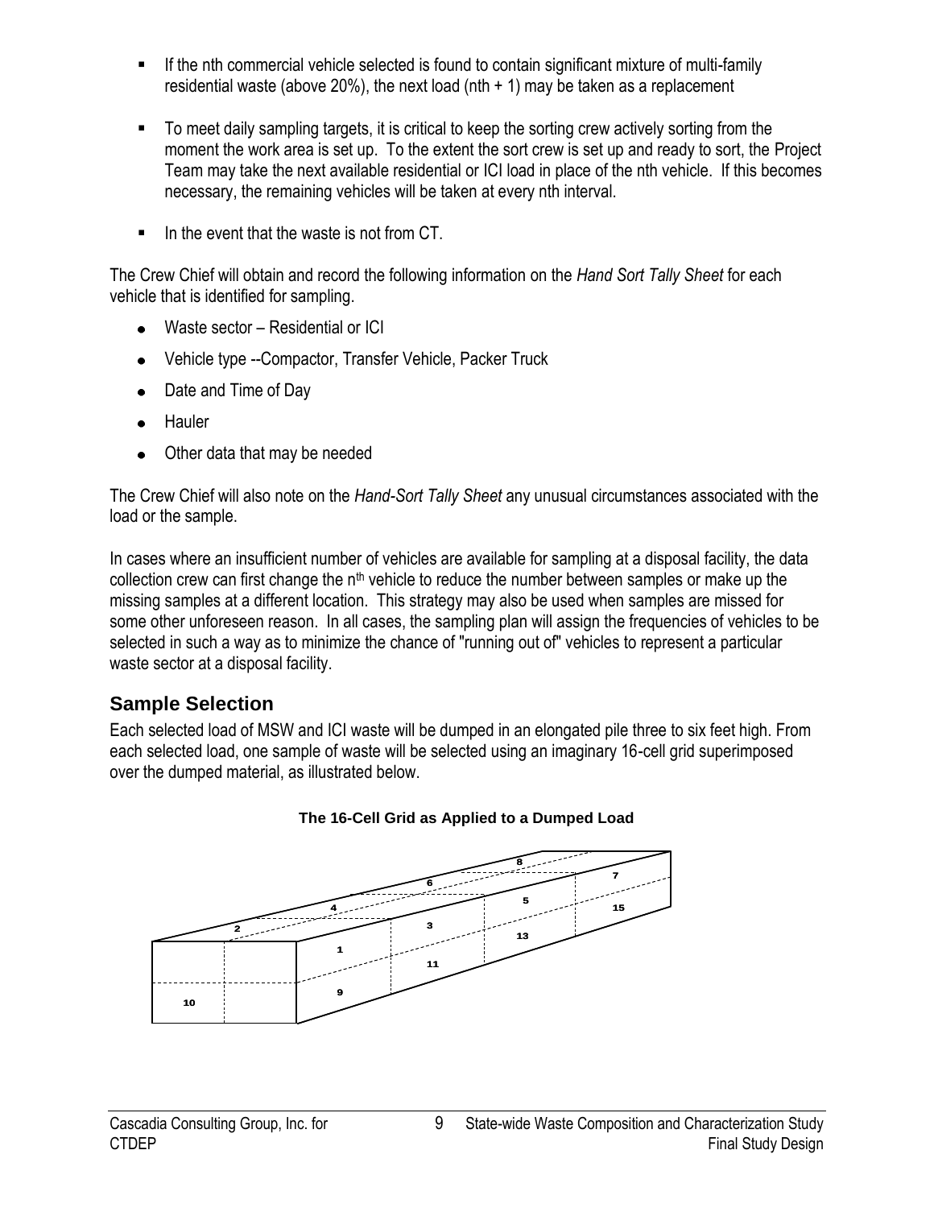- If the nth commercial vehicle selected is found to contain significant mixture of multi-family residential waste (above 20%), the next load (nth + 1) may be taken as a replacement
- To meet daily sampling targets, it is critical to keep the sorting crew actively sorting from the moment the work area is set up. To the extent the sort crew is set up and ready to sort, the Project Team may take the next available residential or ICI load in place of the nth vehicle. If this becomes necessary, the remaining vehicles will be taken at every nth interval.
- In the event that the waste is not from CT.

The Crew Chief will obtain and record the following information on the *Hand Sort Tally Sheet* for each vehicle that is identified for sampling.

- Waste sector – Residential or ICI
- Vehicle type --Compactor, Transfer Vehicle, Packer Truck
- Date and Time of Day
- Hauler
- Other data that may be needed

The Crew Chief will also note on the *Hand-Sort Tally Sheet* any unusual circumstances associated with the load or the sample.

In cases where an insufficient number of vehicles are available for sampling at a disposal facility, the data collection crew can first change the $n^{th}$ vehicle to reduce the number between samples or make up the missing samples at a different location. This strategy may also be used when samples are missed for some other unforeseen reason. In all cases, the sampling plan will assign the frequencies of vehicles to be selected in such a way as to minimize the chance of "running out of" vehicles to represent a particular waste sector at a disposal facility.

## Sample Selection

Each selected load of MSW and ICI waste will be dumped in an elongated pile three to six feet high. From each selected load, one sample of waste will be selected using an imaginary 16-cell grid superimposed over the dumped material, as illustrated below.

**The 16-Cell Grid as Applied to a Dumped Load**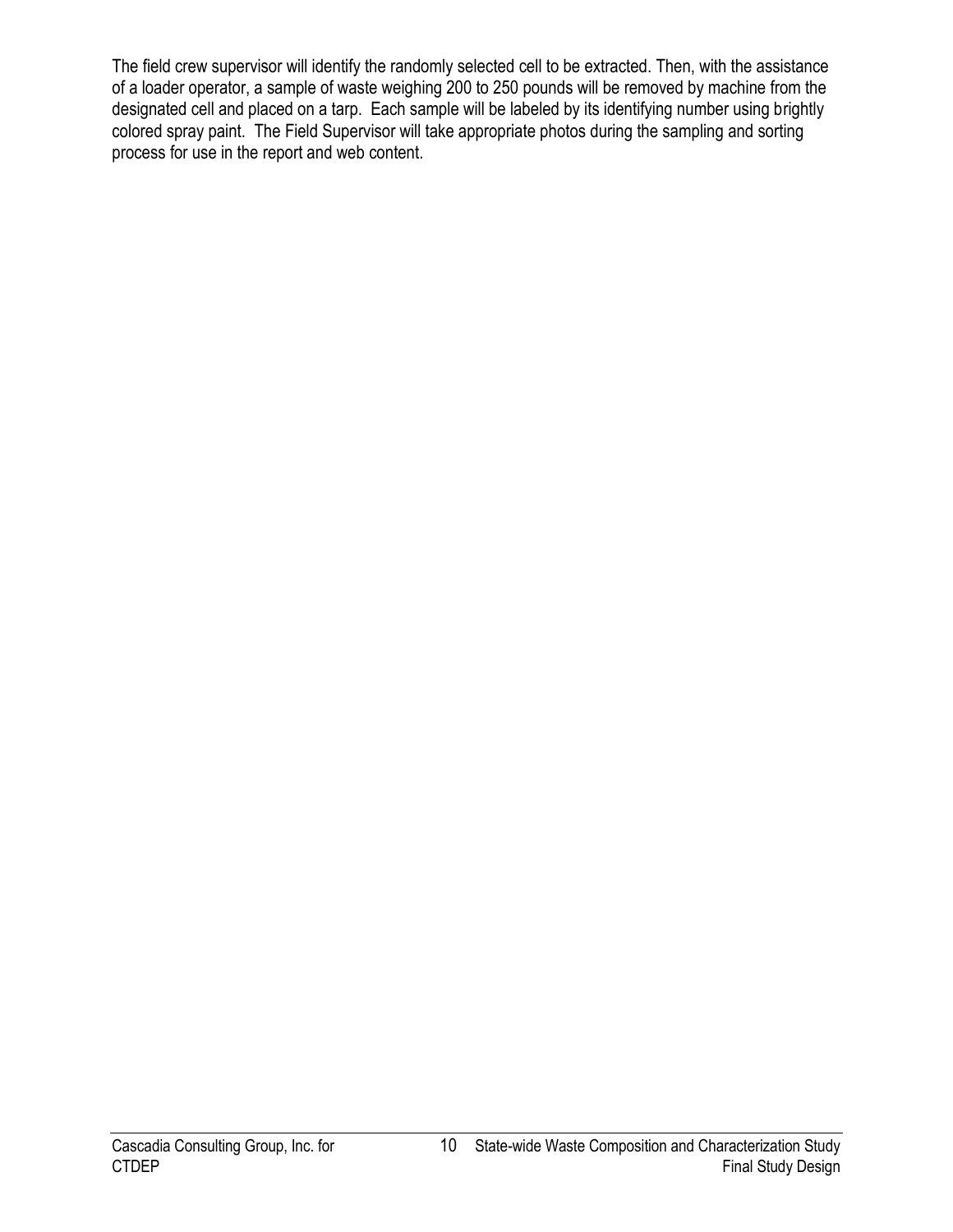The field crew supervisor will identify the randomly selected cell to be extracted. Then, with the assistance of a loader operator, a sample of waste weighing 200 to 250 pounds will be removed by machine from the designated cell and placed on a tarp. Each sample will be labeled by its identifying number using brightly colored spray paint. The Field Supervisor will take appropriate photos during the sampling and sorting process for use in the report and web content.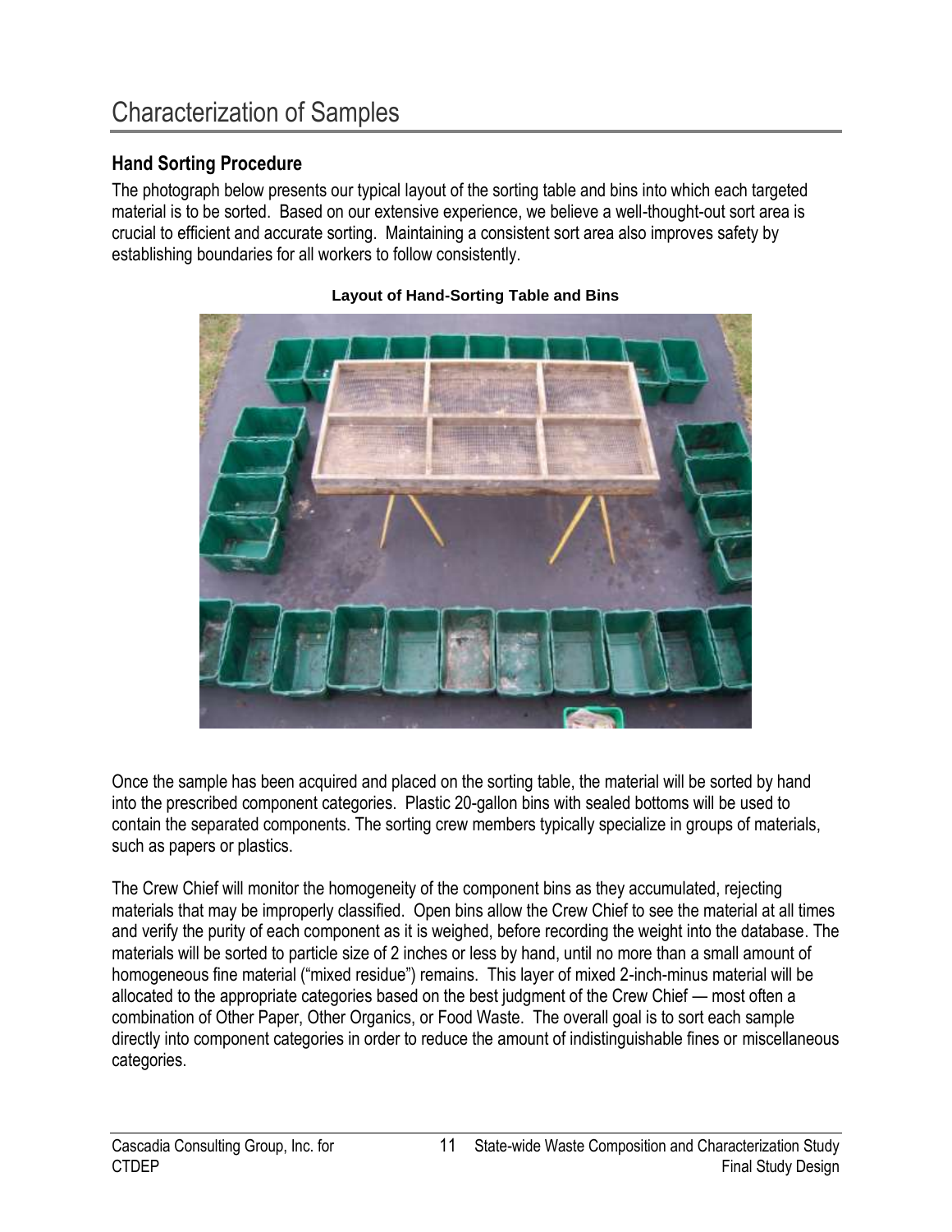# Characterization of Samples

## Hand Sorting Procedure

The photograph below presents our typical layout of the sorting table and bins into which each targeted material is to be sorted. Based on our extensive experience, we believe a well-thought-out sort area is crucial to efficient and accurate sorting. Maintaining a consistent sort area also improves safety by establishing boundaries for all workers to follow consistently.

**Layout of Hand-Sorting Table and Bins**

Once the sample has been acquired and placed on the sorting table, the material will be sorted by hand into the prescribed component categories. Plastic 20-gallon bins with sealed bottoms will be used to contain the separated components. The sorting crew members typically specialize in groups of materials, such as papers or plastics.

The Crew Chief will monitor the homogeneity of the component bins as they accumulated, rejecting materials that may be improperly classified. Open bins allow the Crew Chief to see the material at all times and verify the purity of each component as it is weighed, before recording the weight into the database. The materials will be sorted to particle size of 2 inches or less by hand, until no more than a small amount of homogeneous fine material ("mixed residue") remains. This layer of mixed 2-inch-minus material will be allocated to the appropriate categories based on the best judgment of the Crew Chief — most often a combination of Other Paper, Other Organics, or Food Waste. The overall goal is to sort each sample directly into component categories in order to reduce the amount of indistinguishable fines or miscellaneous categories.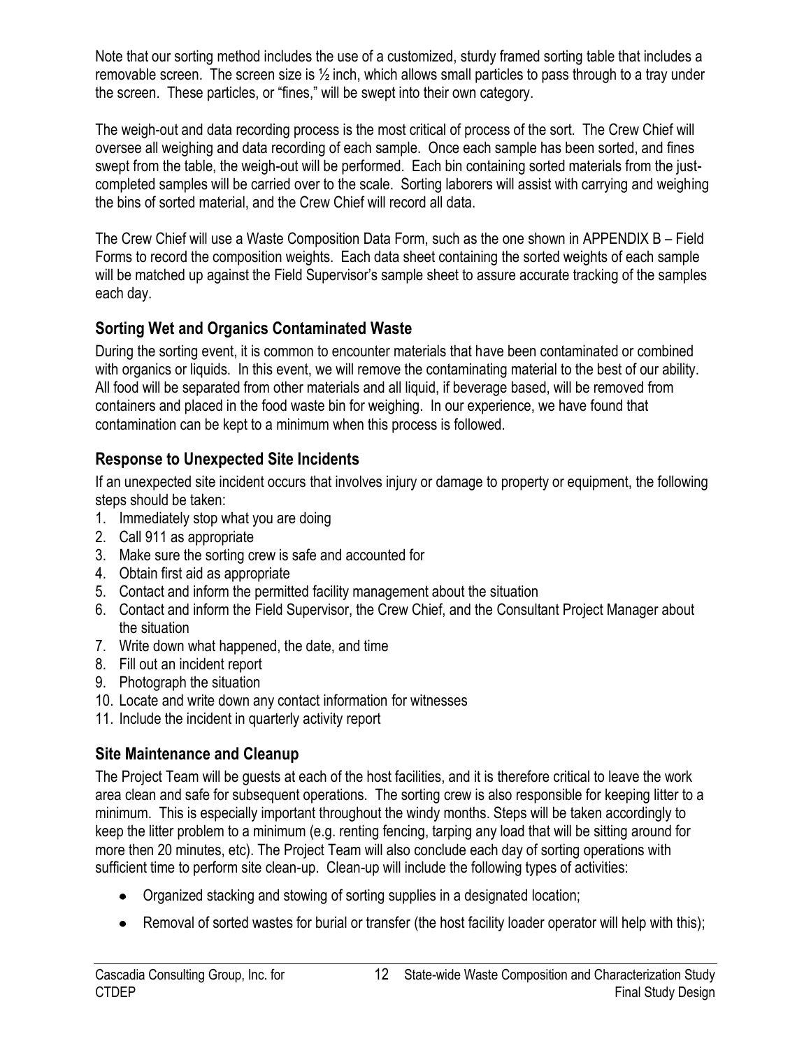Note that our sorting method includes the use of a customized, sturdy framed sorting table that includes a removable screen. The screen size is ½ inch, which allows small particles to pass through to a tray under the screen. These particles, or "fines," will be swept into their own category.

The weigh-out and data recording process is the most critical of process of the sort. The Crew Chief will oversee all weighing and data recording of each sample. Once each sample has been sorted, and fines swept from the table, the weigh-out will be performed. Each bin containing sorted materials from the just-completed samples will be carried over to the scale. Sorting laborers will assist with carrying and weighing the bins of sorted material, and the Crew Chief will record all data.

The Crew Chief will use a Waste Composition Data Form, such as the one shown in APPENDIX B – Field Forms to record the composition weights. Each data sheet containing the sorted weights of each sample will be matched up against the Field Supervisor's sample sheet to assure accurate tracking of the samples each day.

## Sorting Wet and Organics Contaminated Waste

During the sorting event, it is common to encounter materials that have been contaminated or combined with organics or liquids. In this event, we will remove the contaminating material to the best of our ability. All food will be separated from other materials and all liquid, if beverage based, will be removed from containers and placed in the food waste bin for weighing. In our experience, we have found that contamination can be kept to a minimum when this process is followed.

## Response to Unexpected Site Incidents

If an unexpected site incident occurs that involves injury or damage to property or equipment, the following steps should be taken:

1. Immediately stop what you are doing
2. Call 911 as appropriate
3. Make sure the sorting crew is safe and accounted for
4. Obtain first aid as appropriate
5. Contact and inform the permitted facility management about the situation
6. Contact and inform the Field Supervisor, the Crew Chief, and the Consultant Project Manager about the situation
7. Write down what happened, the date, and time
8. Fill out an incident report
9. Photograph the situation
10. Locate and write down any contact information for witnesses
11. Include the incident in quarterly activity report

## Site Maintenance and Cleanup

The Project Team will be guests at each of the host facilities, and it is therefore critical to leave the work area clean and safe for subsequent operations. The sorting crew is also responsible for keeping litter to a minimum. This is especially important throughout the windy months. Steps will be taken accordingly to keep the litter problem to a minimum (e.g. renting fencing, tarping any load that will be sitting around for more then 20 minutes, etc). The Project Team will also conclude each day of sorting operations with sufficient time to perform site clean-up. Clean-up will include the following types of activities:

- Organized stacking and stowing of sorting supplies in a designated location;
- Removal of sorted wastes for burial or transfer (the host facility loader operator will help with this);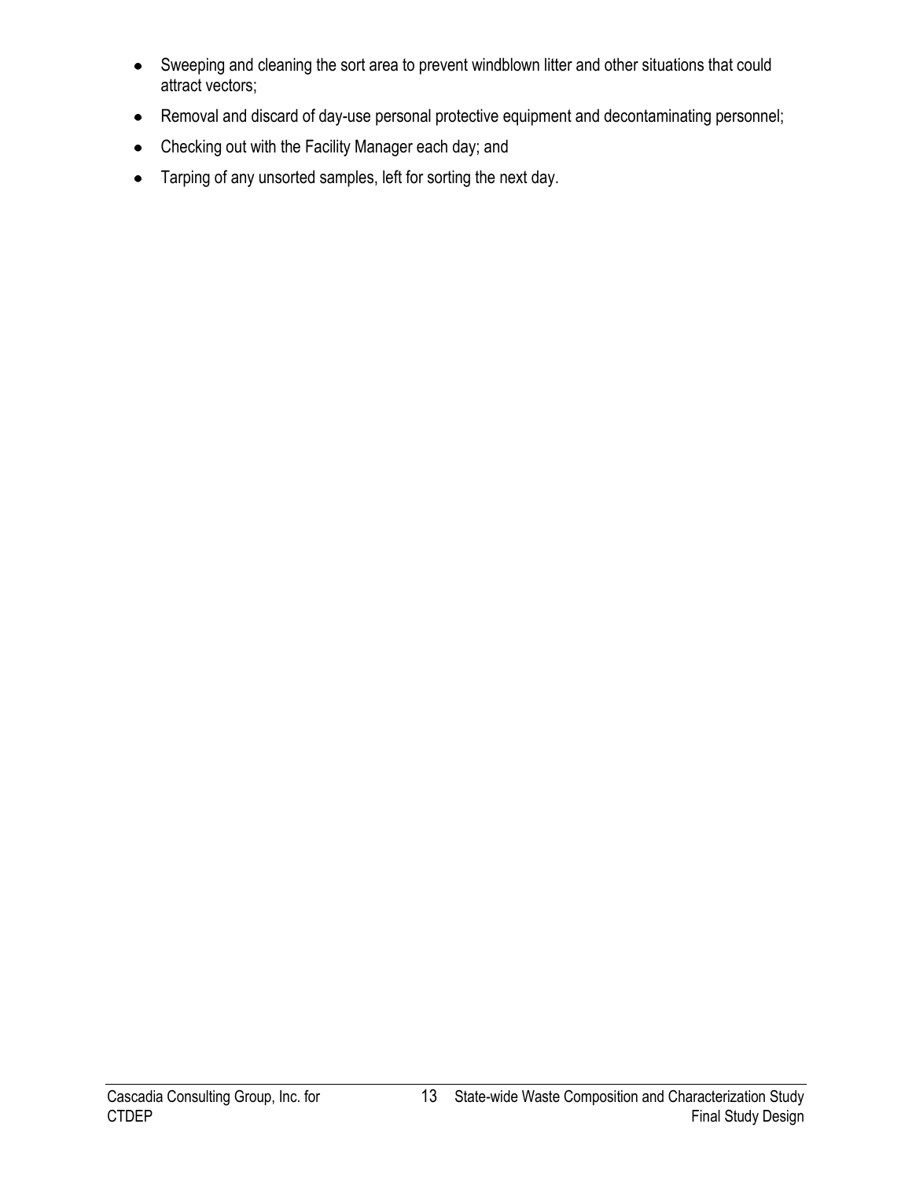- Sweeping and cleaning the sort area to prevent windblown litter and other situations that could attract vectors;
- Removal and discard of day-use personal protective equipment and decontaminating personnel;
- Checking out with the Facility Manager each day; and
- Tarping of any unsorted samples, left for sorting the next day.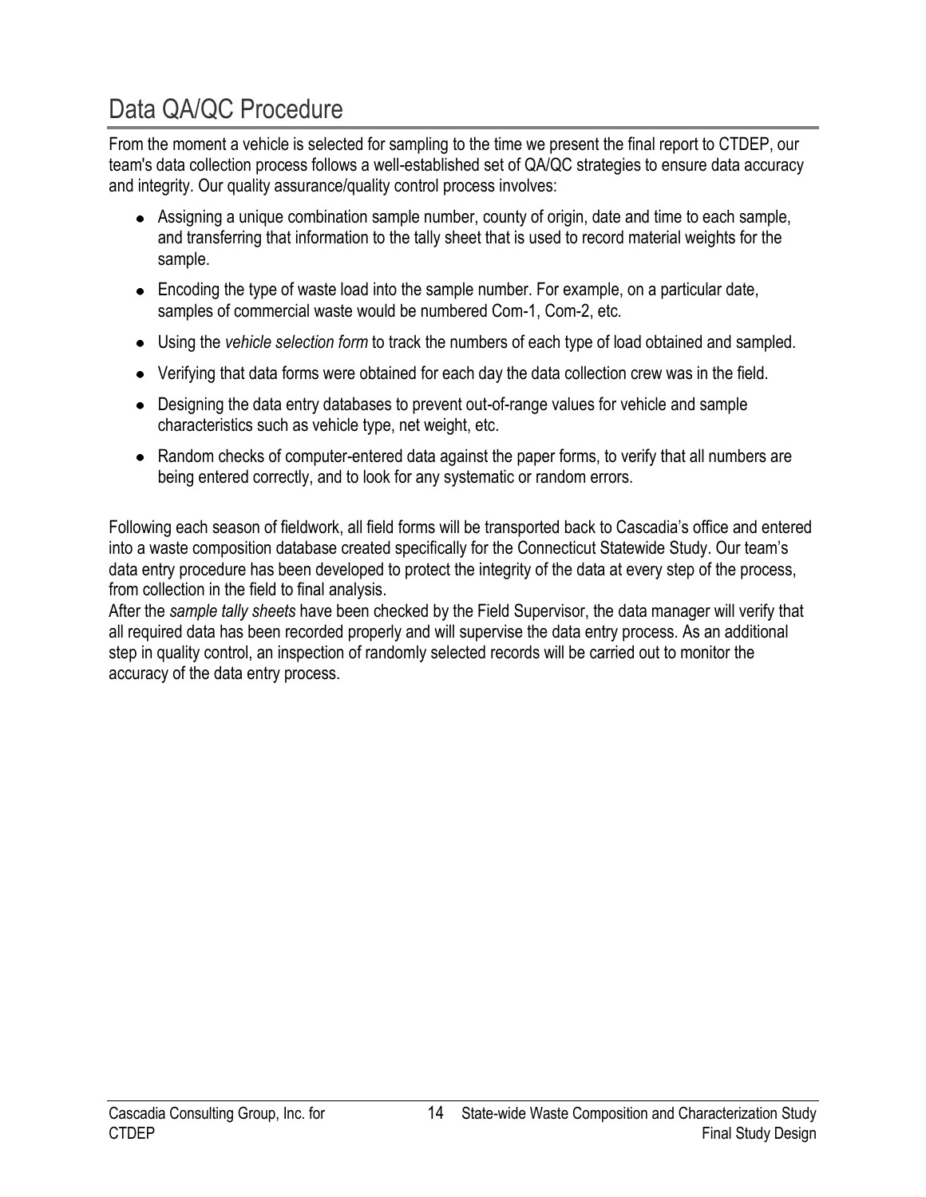# Data QA/QC Procedure

From the moment a vehicle is selected for sampling to the time we present the final report to CTDEP, our team's data collection process follows a well-established set of QA/QC strategies to ensure data accuracy and integrity. Our quality assurance/quality control process involves:

- Assigning a unique combination sample number, county of origin, date and time to each sample, and transferring that information to the tally sheet that is used to record material weights for the sample.
- Encoding the type of waste load into the sample number. For example, on a particular date, samples of commercial waste would be numbered Com-1, Com-2, etc.
- Using the *vehicle selection form* to track the numbers of each type of load obtained and sampled.
- Verifying that data forms were obtained for each day the data collection crew was in the field.
- Designing the data entry databases to prevent out-of-range values for vehicle and sample characteristics such as vehicle type, net weight, etc.
- Random checks of computer-entered data against the paper forms, to verify that all numbers are being entered correctly, and to look for any systematic or random errors.

Following each season of fieldwork, all field forms will be transported back to Cascadia's office and entered into a waste composition database created specifically for the Connecticut Statewide Study. Our team's data entry procedure has been developed to protect the integrity of the data at every step of the process, from collection in the field to final analysis.

After the *sample tally sheets* have been checked by the Field Supervisor, the data manager will verify that all required data has been recorded properly and will supervise the data entry process. As an additional step in quality control, an inspection of randomly selected records will be carried out to monitor the accuracy of the data entry process.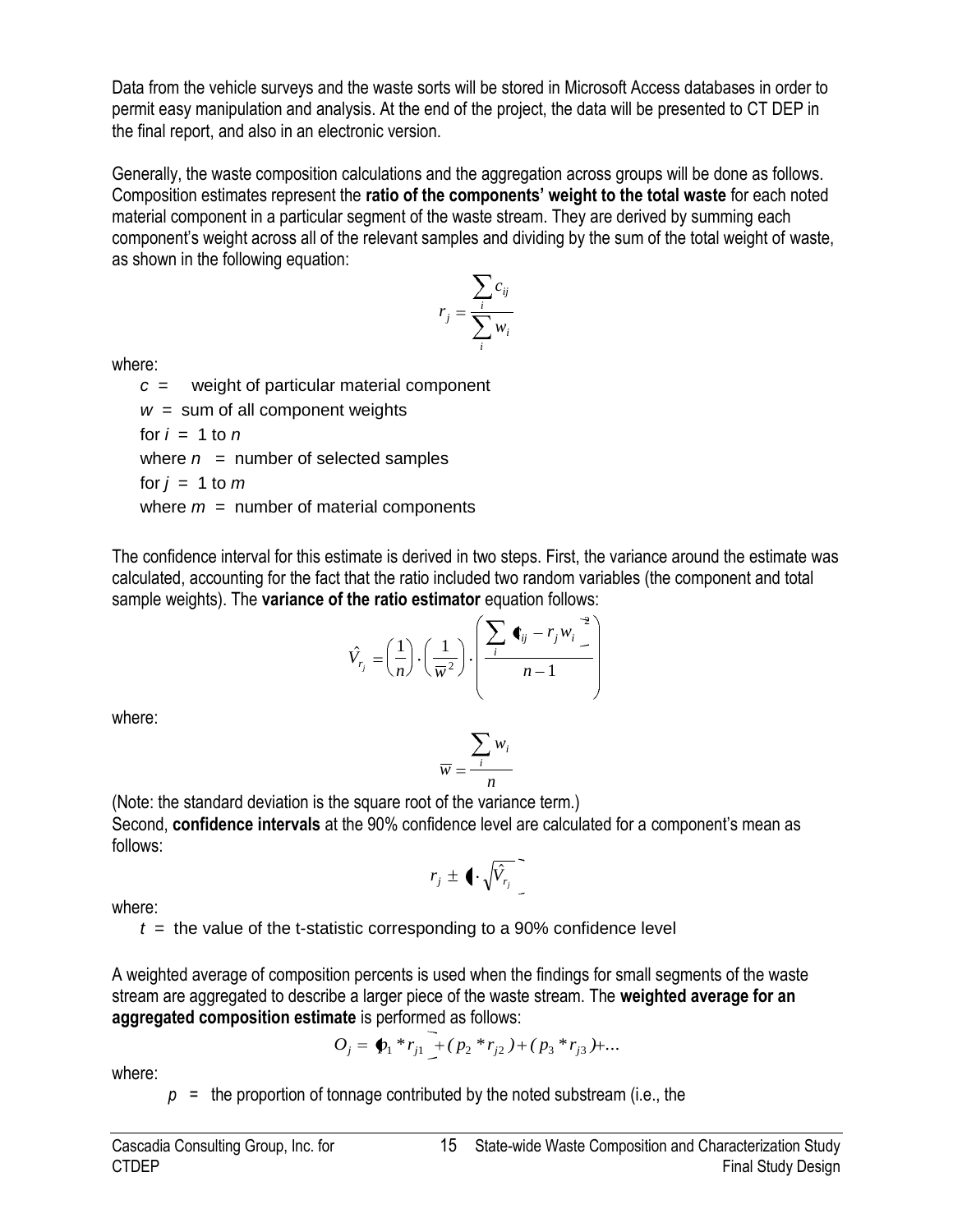Data from the vehicle surveys and the waste sorts will be stored in Microsoft Access databases in order to permit easy manipulation and analysis. At the end of the project, the data will be presented to CT DEP in the final report, and also in an electronic version.

Generally, the waste composition calculations and the aggregation across groups will be done as follows. Composition estimates represent the **ratio of the components' weight to the total waste** for each noted material component in a particular segment of the waste stream. They are derived by summing each component's weight across all of the relevant samples and dividing by the sum of the total weight of waste, as shown in the following equation:

$$r_j = \frac{\sum_i c_{ij}}{\sum_i w_i}$$

where:

- $c$ = weight of particular material component
- $w$ = sum of all component weights
- for $i$ = 1 to $n$
- where $n$ = number of selected samples
- for $j$ = 1 to $m$
- where $m$ = number of material components

The confidence interval for this estimate is derived in two steps. First, the variance around the estimate was calculated, accounting for the fact that the ratio included two random variables (the component and total sample weights). The **variance of the ratio estimator** equation follows:

$$\hat{V}_{r_j} = \left(\frac{1}{n}\right) \cdot \left(\frac{1}{\overline{w}^2}\right) \cdot \left(\frac{\sum_i (c_{ij} - r_j w_i)^2}{n-1}\right)$$

where:

$$\overline{w} = \frac{\sum_i w_i}{n}$$

(Note: the standard deviation is the square root of the variance term.)

Second, **confidence intervals** at the 90% confidence level are calculated for a component's mean as follows:

$$r_j \pm \left(t \cdot \sqrt{\hat{V}_{r_j}}\right)$$

where:

$t$ = the value of the t-statistic corresponding to a 90% confidence level

A weighted average of composition percents is used when the findings for small segments of the waste stream are aggregated to describe a larger piece of the waste stream. The **weighted average for an aggregated composition estimate** is performed as follows:

$$O_j = (p_1 * r_{j1}) + (p_2 * r_{j2}) + (p_3 * r_{j3}) + \ldots$$

where:

$p$ = the proportion of tonnage contributed by the noted substream (i.e., the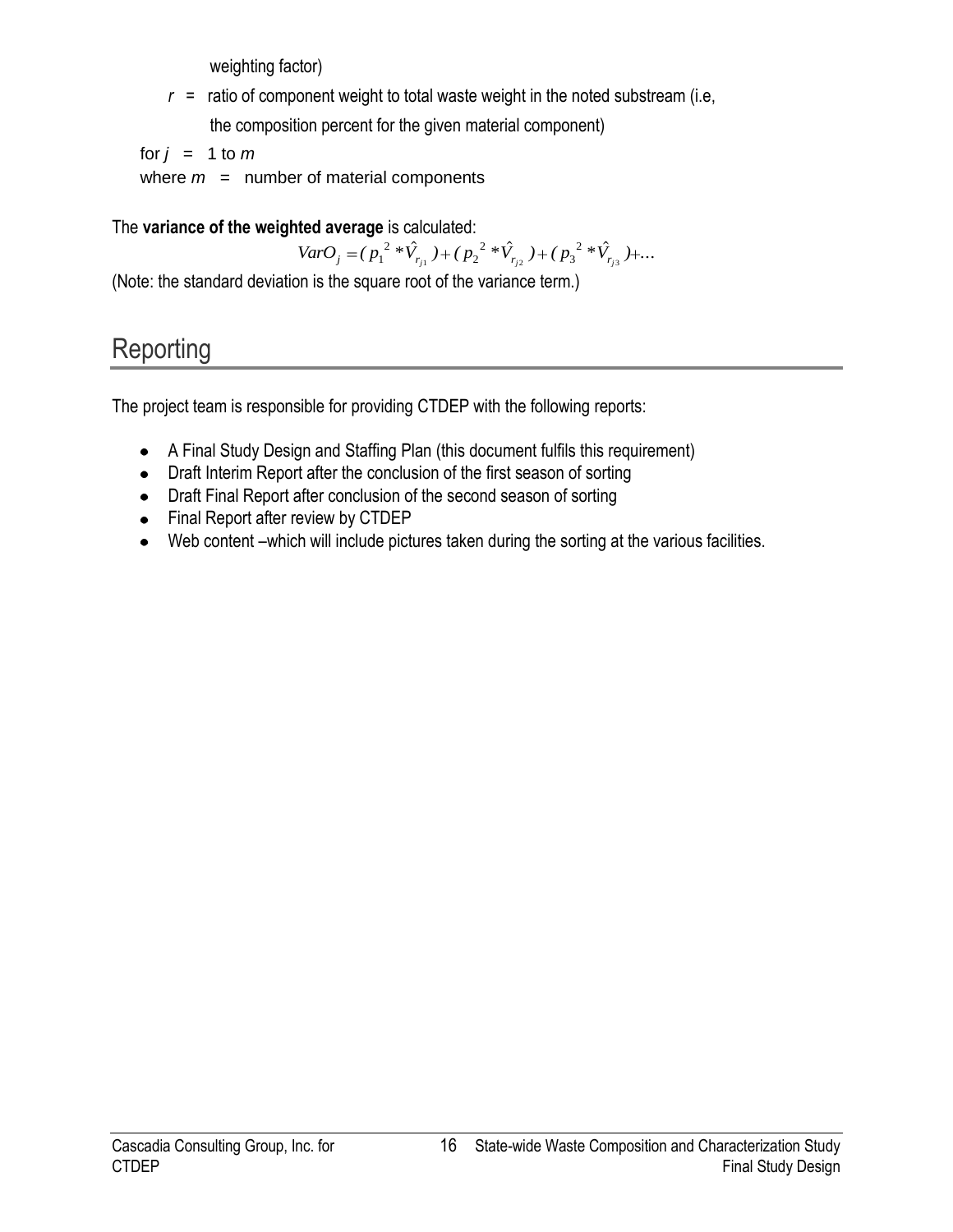weighting factor)

$r$ = ratio of component weight to total waste weight in the noted substream (i.e, the composition percent for the given material component)

for $j$ = 1 to $m$

where $m$ = number of material components

The **variance of the weighted average** is calculated:

$$VarO_j = (p_1^{\,2} * \hat{V}_{r_{j1}}) + (p_2^{\,2} * \hat{V}_{r_{j2}}) + (p_3^{\,2} * \hat{V}_{r_{j3}}) + \ldots$$

(Note: the standard deviation is the square root of the variance term.)

## Reporting

The project team is responsible for providing CTDEP with the following reports:

- A Final Study Design and Staffing Plan (this document fulfils this requirement)
- Draft Interim Report after the conclusion of the first season of sorting
- Draft Final Report after conclusion of the second season of sorting
- Final Report after review by CTDEP
- Web content –which will include pictures taken during the sorting at the various facilities.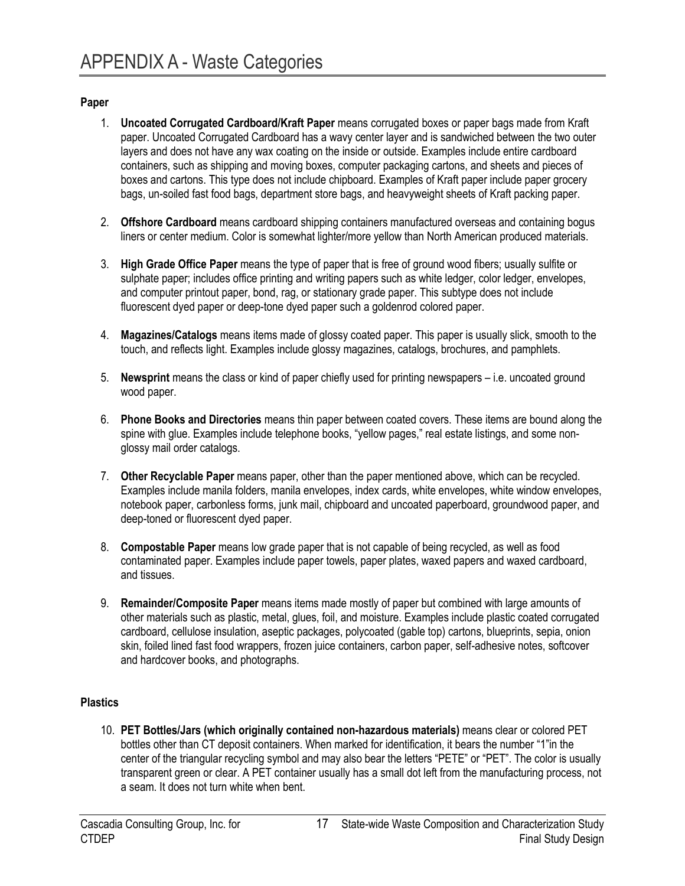# APPENDIX A - Waste Categories

**Paper**

1. **Uncoated Corrugated Cardboard/Kraft Paper** means corrugated boxes or paper bags made from Kraft paper. Uncoated Corrugated Cardboard has a wavy center layer and is sandwiched between the two outer layers and does not have any wax coating on the inside or outside. Examples include entire cardboard containers, such as shipping and moving boxes, computer packaging cartons, and sheets and pieces of boxes and cartons. This type does not include chipboard. Examples of Kraft paper include paper grocery bags, un-soiled fast food bags, department store bags, and heavyweight sheets of Kraft packing paper.

2. **Offshore Cardboard** means cardboard shipping containers manufactured overseas and containing bogus liners or center medium. Color is somewhat lighter/more yellow than North American produced materials.

3. **High Grade Office Paper** means the type of paper that is free of ground wood fibers; usually sulfite or sulphate paper; includes office printing and writing papers such as white ledger, color ledger, envelopes, and computer printout paper, bond, rag, or stationary grade paper. This subtype does not include fluorescent dyed paper or deep-tone dyed paper such a goldenrod colored paper.

4. **Magazines/Catalogs** means items made of glossy coated paper. This paper is usually slick, smooth to the touch, and reflects light. Examples include glossy magazines, catalogs, brochures, and pamphlets.

5. **Newsprint** means the class or kind of paper chiefly used for printing newspapers – i.e. uncoated ground wood paper.

6. **Phone Books and Directories** means thin paper between coated covers. These items are bound along the spine with glue. Examples include telephone books, "yellow pages," real estate listings, and some non-glossy mail order catalogs.

7. **Other Recyclable Paper** means paper, other than the paper mentioned above, which can be recycled. Examples include manila folders, manila envelopes, index cards, white envelopes, white window envelopes, notebook paper, carbonless forms, junk mail, chipboard and uncoated paperboard, groundwood paper, and deep-toned or fluorescent dyed paper.

8. **Compostable Paper** means low grade paper that is not capable of being recycled, as well as food contaminated paper. Examples include paper towels, paper plates, waxed papers and waxed cardboard, and tissues.

9. **Remainder/Composite Paper** means items made mostly of paper but combined with large amounts of other materials such as plastic, metal, glues, foil, and moisture. Examples include plastic coated corrugated cardboard, cellulose insulation, aseptic packages, polycoated (gable top) cartons, blueprints, sepia, onion skin, foiled lined fast food wrappers, frozen juice containers, carbon paper, self-adhesive notes, softcover and hardcover books, and photographs.

**Plastics**

10. **PET Bottles/Jars (which originally contained non-hazardous materials)** means clear or colored PET bottles other than CT deposit containers. When marked for identification, it bears the number "1"in the center of the triangular recycling symbol and may also bear the letters "PETE" or "PET". The color is usually transparent green or clear. A PET container usually has a small dot left from the manufacturing process, not a seam. It does not turn white when bent.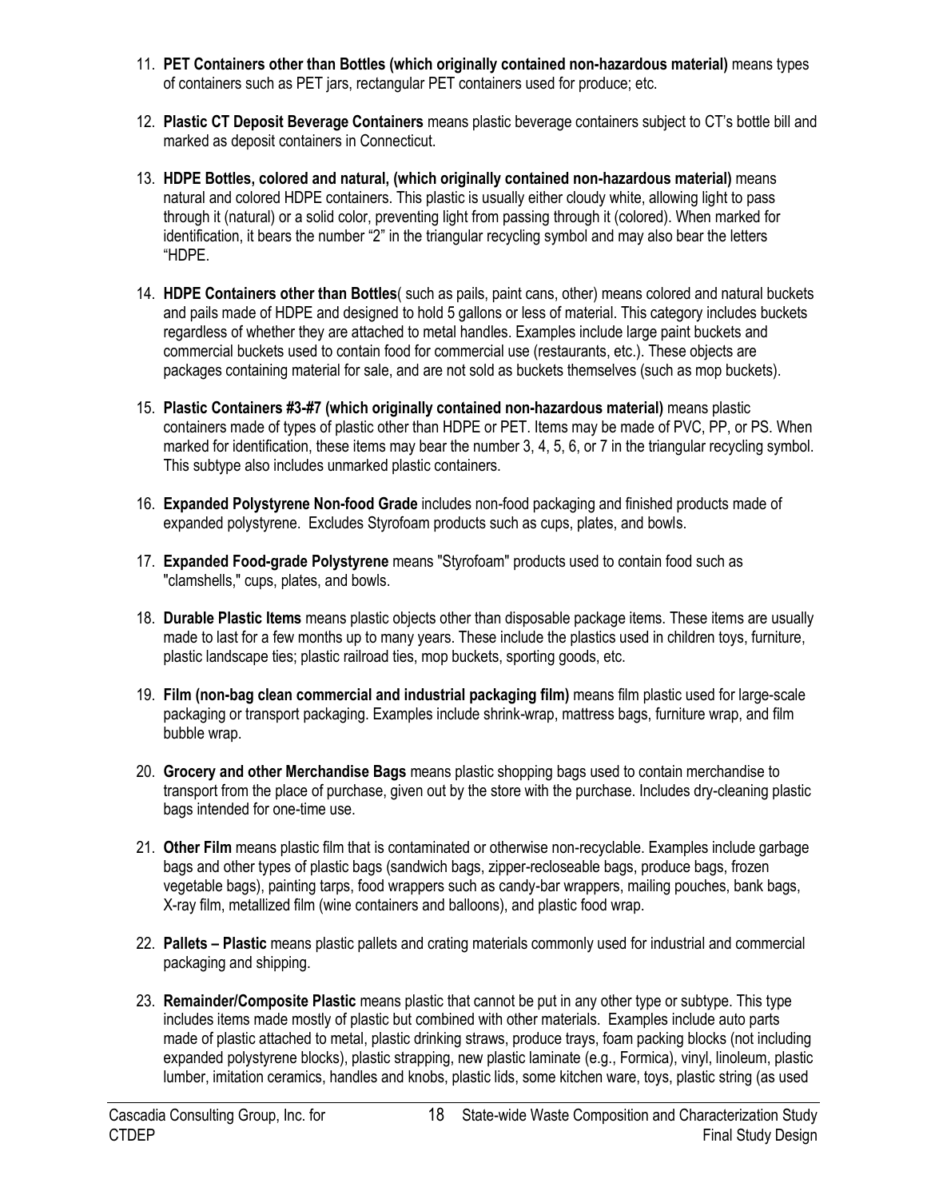11. **PET Containers other than Bottles (which originally contained non-hazardous material)** means types of containers such as PET jars, rectangular PET containers used for produce; etc.

12. **Plastic CT Deposit Beverage Containers** means plastic beverage containers subject to CT's bottle bill and marked as deposit containers in Connecticut.

13. **HDPE Bottles, colored and natural, (which originally contained non-hazardous material)** means natural and colored HDPE containers. This plastic is usually either cloudy white, allowing light to pass through it (natural) or a solid color, preventing light from passing through it (colored). When marked for identification, it bears the number "2" in the triangular recycling symbol and may also bear the letters "HDPE.

14. **HDPE Containers other than Bottles**( such as pails, paint cans, other) means colored and natural buckets and pails made of HDPE and designed to hold 5 gallons or less of material. This category includes buckets regardless of whether they are attached to metal handles. Examples include large paint buckets and commercial buckets used to contain food for commercial use (restaurants, etc.). These objects are packages containing material for sale, and are not sold as buckets themselves (such as mop buckets).

15. **Plastic Containers #3-#7 (which originally contained non-hazardous material)** means plastic containers made of types of plastic other than HDPE or PET. Items may be made of PVC, PP, or PS. When marked for identification, these items may bear the number 3, 4, 5, 6, or 7 in the triangular recycling symbol. This subtype also includes unmarked plastic containers.

16. **Expanded Polystyrene Non-food Grade** includes non-food packaging and finished products made of expanded polystyrene. Excludes Styrofoam products such as cups, plates, and bowls.

17. **Expanded Food-grade Polystyrene** means "Styrofoam" products used to contain food such as "clamshells," cups, plates, and bowls.

18. **Durable Plastic Items** means plastic objects other than disposable package items. These items are usually made to last for a few months up to many years. These include the plastics used in children toys, furniture, plastic landscape ties; plastic railroad ties, mop buckets, sporting goods, etc.

19. **Film (non-bag clean commercial and industrial packaging film)** means film plastic used for large-scale packaging or transport packaging. Examples include shrink-wrap, mattress bags, furniture wrap, and film bubble wrap.

20. **Grocery and other Merchandise Bags** means plastic shopping bags used to contain merchandise to transport from the place of purchase, given out by the store with the purchase. Includes dry-cleaning plastic bags intended for one-time use.

21. **Other Film** means plastic film that is contaminated or otherwise non-recyclable. Examples include garbage bags and other types of plastic bags (sandwich bags, zipper-recloseable bags, produce bags, frozen vegetable bags), painting tarps, food wrappers such as candy-bar wrappers, mailing pouches, bank bags, X-ray film, metallized film (wine containers and balloons), and plastic food wrap.

22. **Pallets – Plastic** means plastic pallets and crating materials commonly used for industrial and commercial packaging and shipping.

23. **Remainder/Composite Plastic** means plastic that cannot be put in any other type or subtype. This type includes items made mostly of plastic but combined with other materials. Examples include auto parts made of plastic attached to metal, plastic drinking straws, produce trays, foam packing blocks (not including expanded polystyrene blocks), plastic strapping, new plastic laminate (e.g., Formica), vinyl, linoleum, plastic lumber, imitation ceramics, handles and knobs, plastic lids, some kitchen ware, toys, plastic string (as used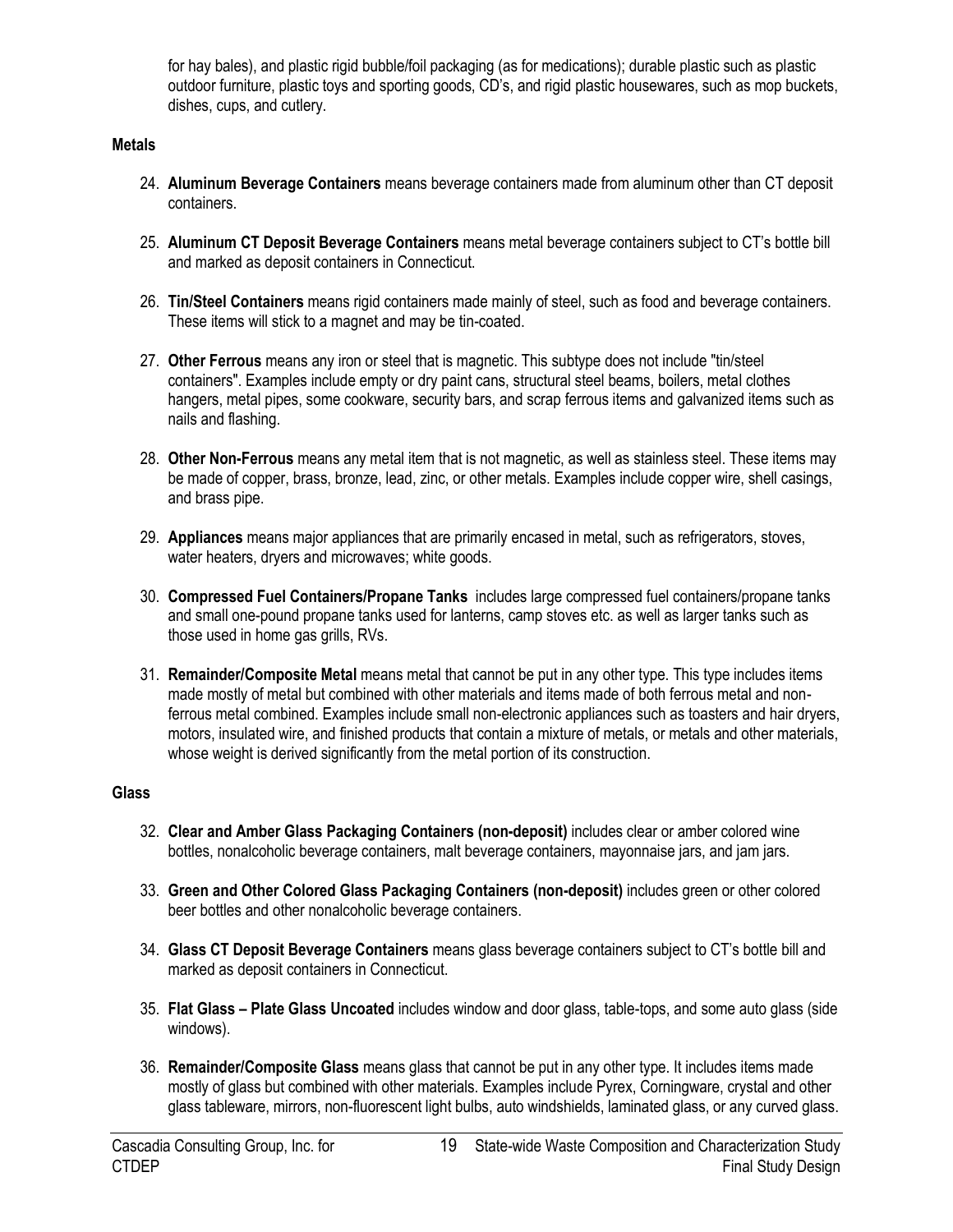for hay bales), and plastic rigid bubble/foil packaging (as for medications); durable plastic such as plastic outdoor furniture, plastic toys and sporting goods, CD's, and rigid plastic housewares, such as mop buckets, dishes, cups, and cutlery.

**Metals**

24. **Aluminum Beverage Containers** means beverage containers made from aluminum other than CT deposit containers.

25. **Aluminum CT Deposit Beverage Containers** means metal beverage containers subject to CT's bottle bill and marked as deposit containers in Connecticut.

26. **Tin/Steel Containers** means rigid containers made mainly of steel, such as food and beverage containers. These items will stick to a magnet and may be tin-coated.

27. **Other Ferrous** means any iron or steel that is magnetic. This subtype does not include "tin/steel containers". Examples include empty or dry paint cans, structural steel beams, boilers, metal clothes hangers, metal pipes, some cookware, security bars, and scrap ferrous items and galvanized items such as nails and flashing.

28. **Other Non-Ferrous** means any metal item that is not magnetic, as well as stainless steel. These items may be made of copper, brass, bronze, lead, zinc, or other metals. Examples include copper wire, shell casings, and brass pipe.

29. **Appliances** means major appliances that are primarily encased in metal, such as refrigerators, stoves, water heaters, dryers and microwaves; white goods.

30. **Compressed Fuel Containers/Propane Tanks** includes large compressed fuel containers/propane tanks and small one-pound propane tanks used for lanterns, camp stoves etc. as well as larger tanks such as those used in home gas grills, RVs.

31. **Remainder/Composite Metal** means metal that cannot be put in any other type. This type includes items made mostly of metal but combined with other materials and items made of both ferrous metal and non-ferrous metal combined. Examples include small non-electronic appliances such as toasters and hair dryers, motors, insulated wire, and finished products that contain a mixture of metals, or metals and other materials, whose weight is derived significantly from the metal portion of its construction.

**Glass**

32. **Clear and Amber Glass Packaging Containers (non-deposit)** includes clear or amber colored wine bottles, nonalcoholic beverage containers, malt beverage containers, mayonnaise jars, and jam jars.

33. **Green and Other Colored Glass Packaging Containers (non-deposit)** includes green or other colored beer bottles and other nonalcoholic beverage containers.

34. **Glass CT Deposit Beverage Containers** means glass beverage containers subject to CT's bottle bill and marked as deposit containers in Connecticut.

35. **Flat Glass – Plate Glass Uncoated** includes window and door glass, table-tops, and some auto glass (side windows).

36. **Remainder/Composite Glass** means glass that cannot be put in any other type. It includes items made mostly of glass but combined with other materials. Examples include Pyrex, Corningware, crystal and other glass tableware, mirrors, non-fluorescent light bulbs, auto windshields, laminated glass, or any curved glass.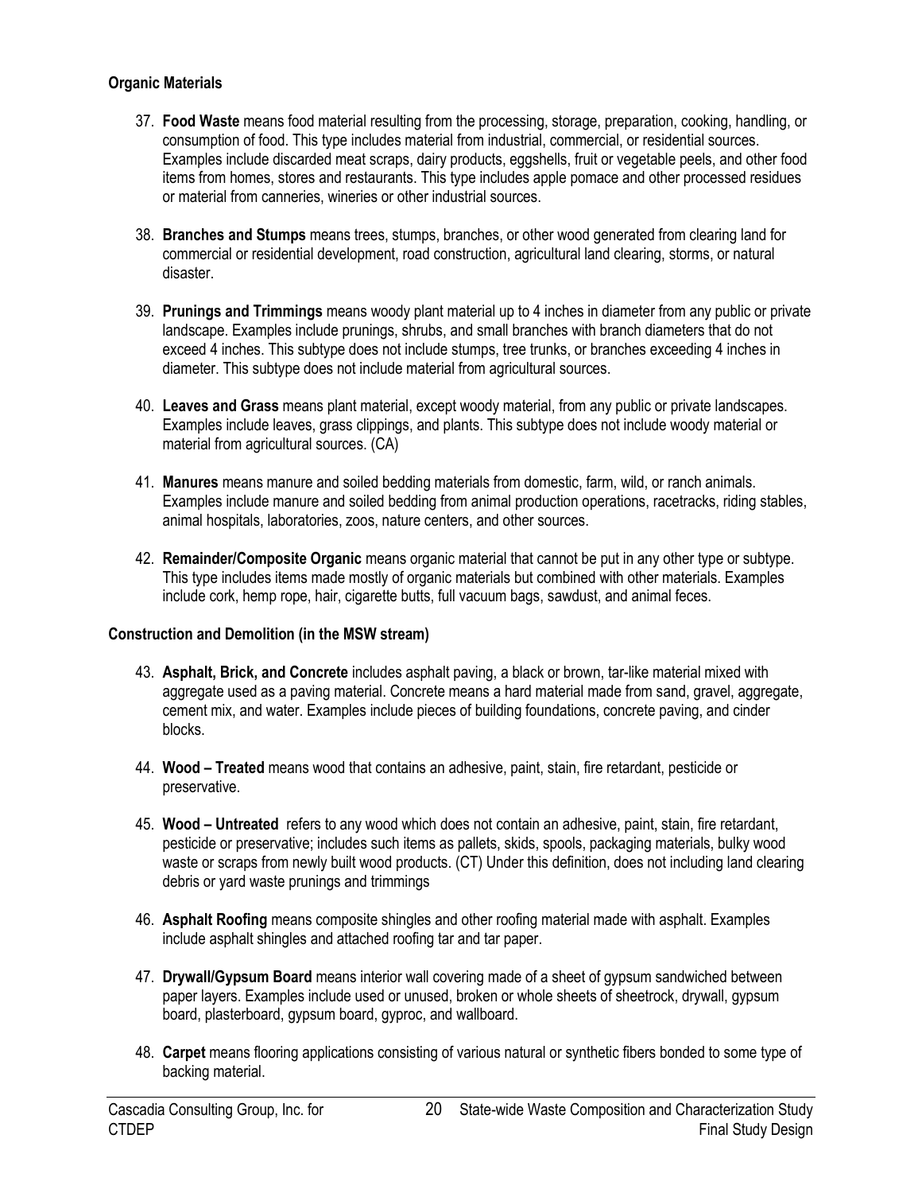**Organic Materials**

37. **Food Waste** means food material resulting from the processing, storage, preparation, cooking, handling, or consumption of food. This type includes material from industrial, commercial, or residential sources. Examples include discarded meat scraps, dairy products, eggshells, fruit or vegetable peels, and other food items from homes, stores and restaurants. This type includes apple pomace and other processed residues or material from canneries, wineries or other industrial sources.

38. **Branches and Stumps** means trees, stumps, branches, or other wood generated from clearing land for commercial or residential development, road construction, agricultural land clearing, storms, or natural disaster.

39. **Prunings and Trimmings** means woody plant material up to 4 inches in diameter from any public or private landscape. Examples include prunings, shrubs, and small branches with branch diameters that do not exceed 4 inches. This subtype does not include stumps, tree trunks, or branches exceeding 4 inches in diameter. This subtype does not include material from agricultural sources.

40. **Leaves and Grass** means plant material, except woody material, from any public or private landscapes. Examples include leaves, grass clippings, and plants. This subtype does not include woody material or material from agricultural sources. (CA)

41. **Manures** means manure and soiled bedding materials from domestic, farm, wild, or ranch animals. Examples include manure and soiled bedding from animal production operations, racetracks, riding stables, animal hospitals, laboratories, zoos, nature centers, and other sources.

42. **Remainder/Composite Organic** means organic material that cannot be put in any other type or subtype. This type includes items made mostly of organic materials but combined with other materials. Examples include cork, hemp rope, hair, cigarette butts, full vacuum bags, sawdust, and animal feces.

**Construction and Demolition (in the MSW stream)**

43. **Asphalt, Brick, and Concrete** includes asphalt paving, a black or brown, tar-like material mixed with aggregate used as a paving material. Concrete means a hard material made from sand, gravel, aggregate, cement mix, and water. Examples include pieces of building foundations, concrete paving, and cinder blocks.

44. **Wood – Treated** means wood that contains an adhesive, paint, stain, fire retardant, pesticide or preservative.

45. **Wood – Untreated** refers to any wood which does not contain an adhesive, paint, stain, fire retardant, pesticide or preservative; includes such items as pallets, skids, spools, packaging materials, bulky wood waste or scraps from newly built wood products. (CT) Under this definition, does not including land clearing debris or yard waste prunings and trimmings

46. **Asphalt Roofing** means composite shingles and other roofing material made with asphalt. Examples include asphalt shingles and attached roofing tar and tar paper.

47. **Drywall/Gypsum Board** means interior wall covering made of a sheet of gypsum sandwiched between paper layers. Examples include used or unused, broken or whole sheets of sheetrock, drywall, gypsum board, plasterboard, gypsum board, gyproc, and wallboard.

48. **Carpet** means flooring applications consisting of various natural or synthetic fibers bonded to some type of backing material.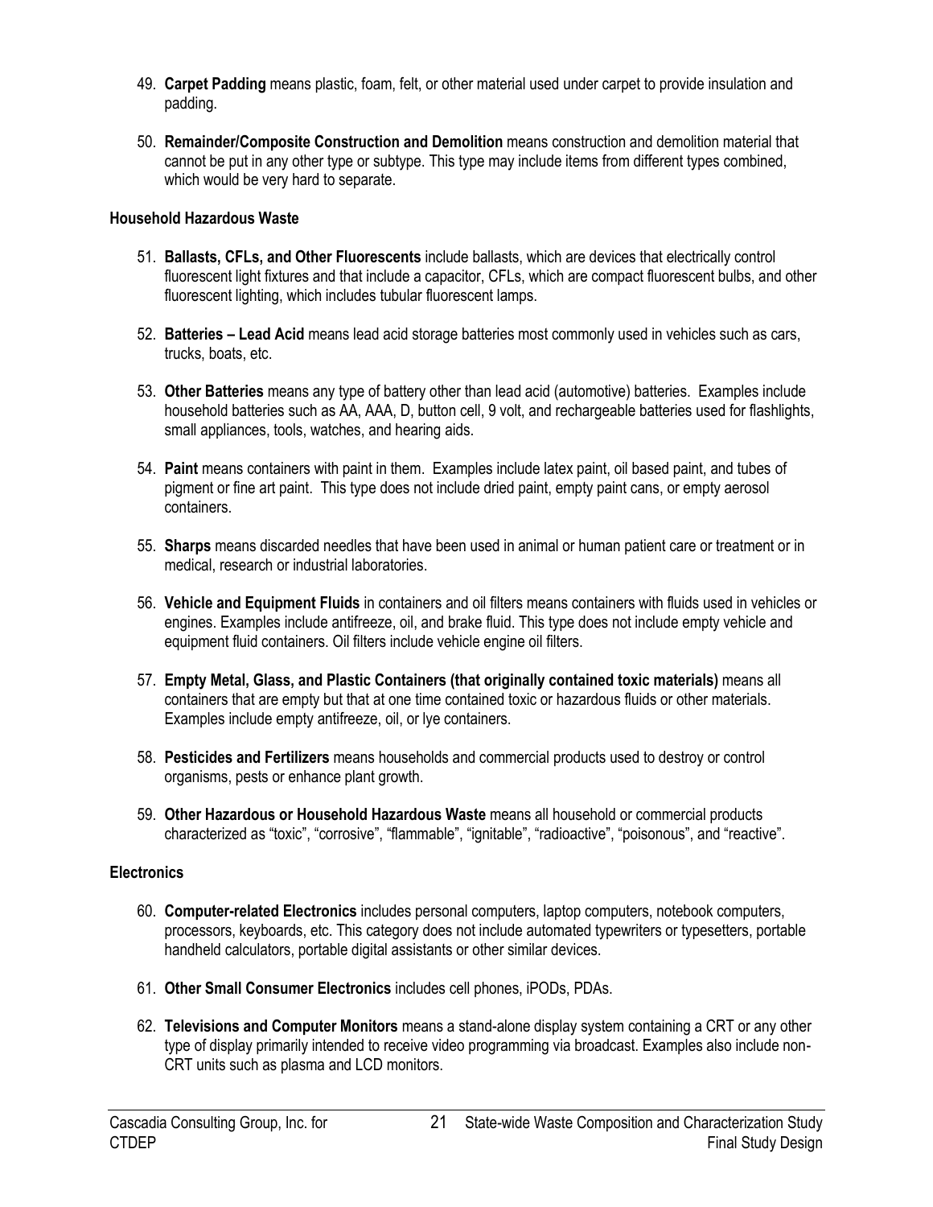49. **Carpet Padding** means plastic, foam, felt, or other material used under carpet to provide insulation and padding.

50. **Remainder/Composite Construction and Demolition** means construction and demolition material that cannot be put in any other type or subtype. This type may include items from different types combined, which would be very hard to separate.

**Household Hazardous Waste**

51. **Ballasts, CFLs, and Other Fluorescents** include ballasts, which are devices that electrically control fluorescent light fixtures and that include a capacitor, CFLs, which are compact fluorescent bulbs, and other fluorescent lighting, which includes tubular fluorescent lamps.

52. **Batteries – Lead Acid** means lead acid storage batteries most commonly used in vehicles such as cars, trucks, boats, etc.

53. **Other Batteries** means any type of battery other than lead acid (automotive) batteries. Examples include household batteries such as AA, AAA, D, button cell, 9 volt, and rechargeable batteries used for flashlights, small appliances, tools, watches, and hearing aids.

54. **Paint** means containers with paint in them. Examples include latex paint, oil based paint, and tubes of pigment or fine art paint. This type does not include dried paint, empty paint cans, or empty aerosol containers.

55. **Sharps** means discarded needles that have been used in animal or human patient care or treatment or in medical, research or industrial laboratories.

56. **Vehicle and Equipment Fluids** in containers and oil filters means containers with fluids used in vehicles or engines. Examples include antifreeze, oil, and brake fluid. This type does not include empty vehicle and equipment fluid containers. Oil filters include vehicle engine oil filters.

57. **Empty Metal, Glass, and Plastic Containers (that originally contained toxic materials)** means all containers that are empty but that at one time contained toxic or hazardous fluids or other materials. Examples include empty antifreeze, oil, or lye containers.

58. **Pesticides and Fertilizers** means households and commercial products used to destroy or control organisms, pests or enhance plant growth.

59. **Other Hazardous or Household Hazardous Waste** means all household or commercial products characterized as "toxic", "corrosive", "flammable", "ignitable", "radioactive", "poisonous", and "reactive".

**Electronics**

60. **Computer-related Electronics** includes personal computers, laptop computers, notebook computers, processors, keyboards, etc. This category does not include automated typewriters or typesetters, portable handheld calculators, portable digital assistants or other similar devices.

61. **Other Small Consumer Electronics** includes cell phones, iPODs, PDAs.

62. **Televisions and Computer Monitors** means a stand-alone display system containing a CRT or any other type of display primarily intended to receive video programming via broadcast. Examples also include non-CRT units such as plasma and LCD monitors.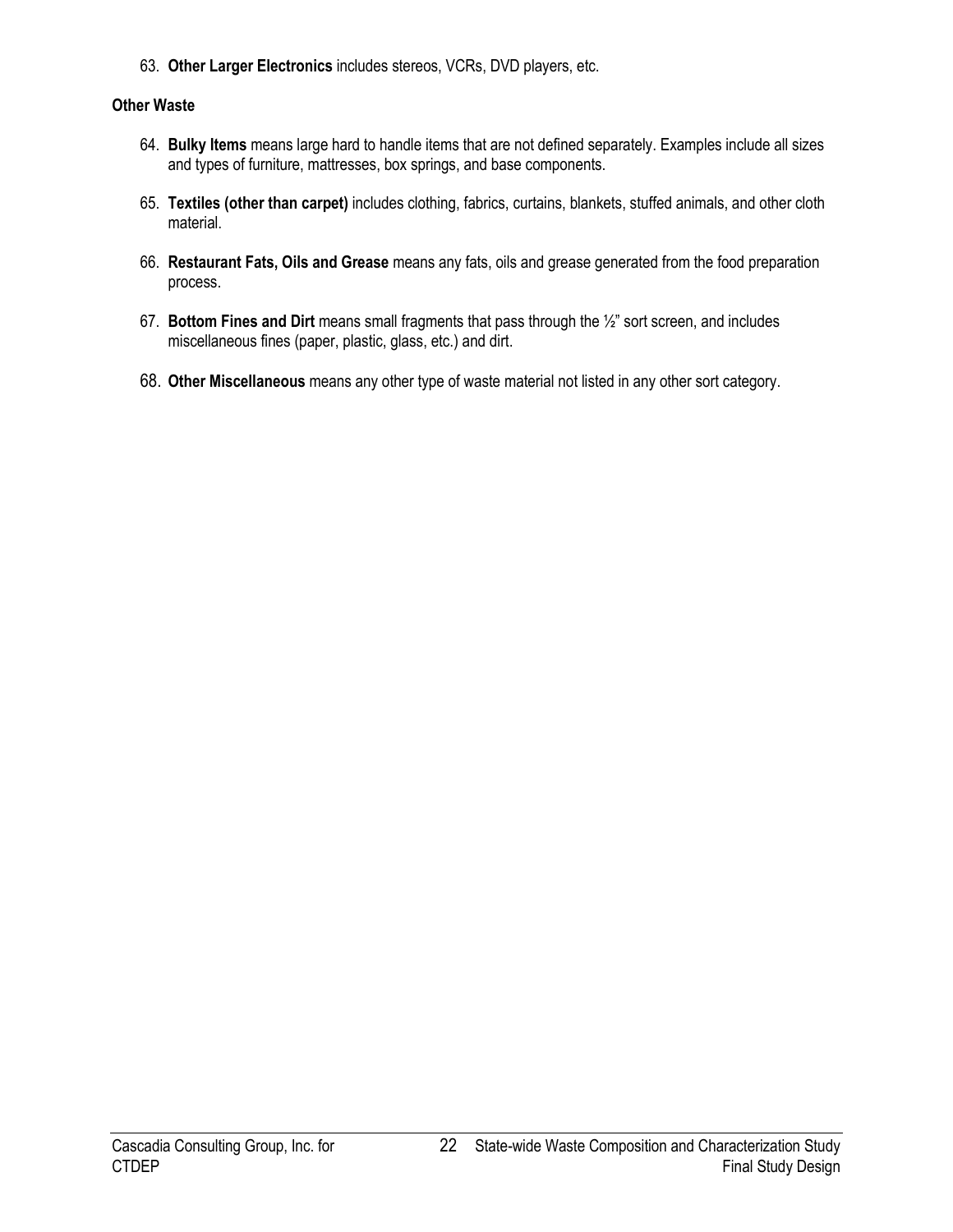63. **Other Larger Electronics** includes stereos, VCRs, DVD players, etc.

**Other Waste**

64. **Bulky Items** means large hard to handle items that are not defined separately. Examples include all sizes and types of furniture, mattresses, box springs, and base components.

65. **Textiles (other than carpet)** includes clothing, fabrics, curtains, blankets, stuffed animals, and other cloth material.

66. **Restaurant Fats, Oils and Grease** means any fats, oils and grease generated from the food preparation process.

67. **Bottom Fines and Dirt** means small fragments that pass through the ½" sort screen, and includes miscellaneous fines (paper, plastic, glass, etc.) and dirt.

68. **Other Miscellaneous** means any other type of waste material not listed in any other sort category.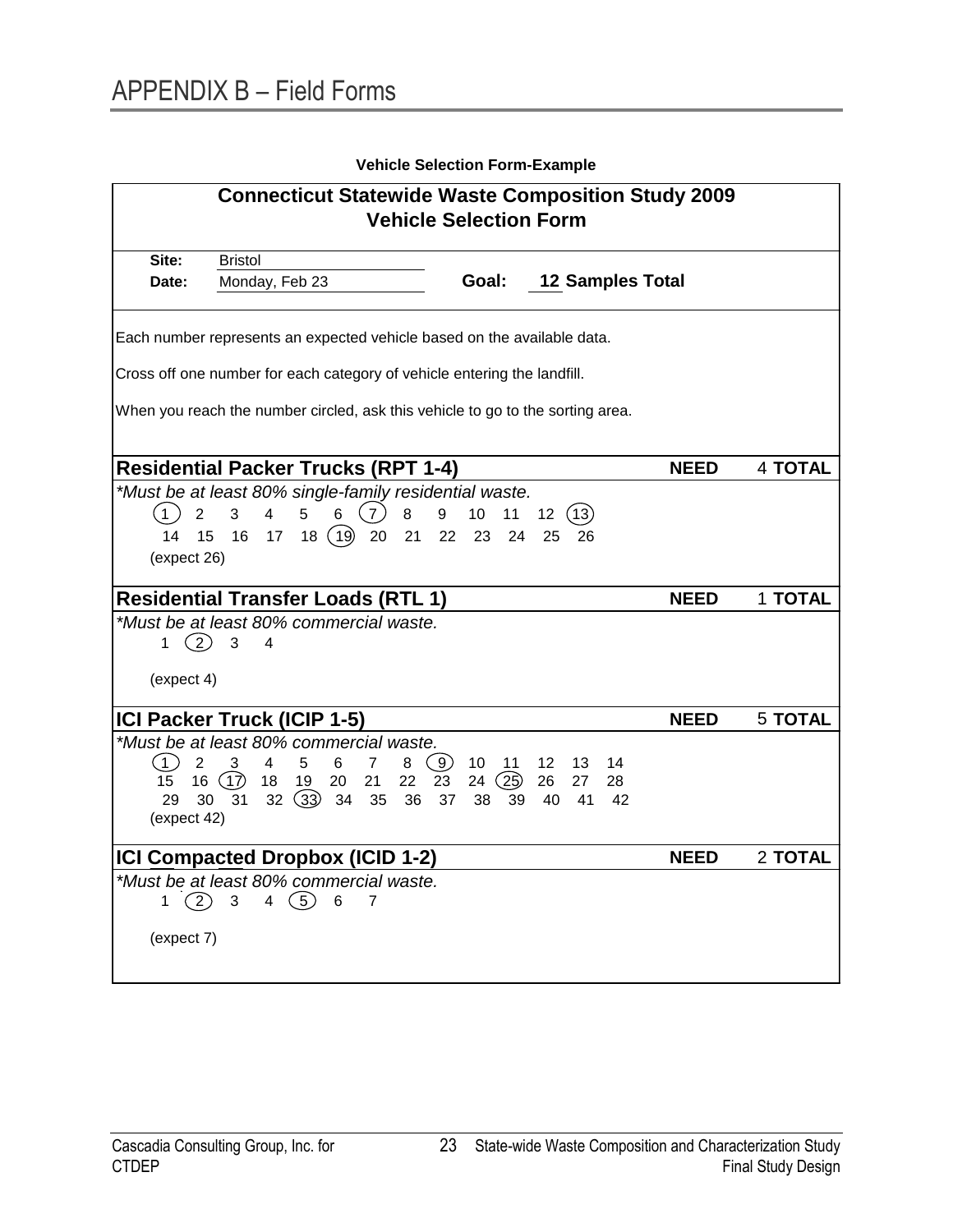# APPENDIX B – Field Forms

**Vehicle Selection Form-Example**

## Connecticut Statewide Waste Composition Study 2009
## Vehicle Selection Form

**Site:** Bristol

**Date:** Monday, Feb 23 **Goal:** **12 Samples Total**

Each number represents an expected vehicle based on the available data.

Cross off one number for each category of vehicle entering the landfill.

When you reach the number circled, ask this vehicle to go to the sorting area.

### Residential Packer Trucks (RPT 1-4) — NEED 4 TOTAL

*\*Must be at least 80% single-family residential waste.*

(1) 2 3 4 5 6 (7) 8 9 10 11 12 (13)
14 15 16 17 18 (19) 20 21 22 23 24 25 26

(expect 26)

### Residential Transfer Loads (RTL 1) — NEED 1 TOTAL

*\*Must be at least 80% commercial waste.*

1 (2) 3 4

(expect 4)

### ICI Packer Truck (ICIP 1-5) — NEED 5 TOTAL

*\*Must be at least 80% commercial waste.*

(1) 2 3 4 5 6 7 8 (9) 10 11 12 13 14
15 16 (17) 18 19 20 21 22 23 24 (25) 26 27 28
29 30 31 32 (33) 34 35 36 37 38 39 40 41 42

(expect 42)

### ICI Compacted Dropbox (ICID 1-2) — NEED 2 TOTAL

*\*Must be at least 80% commercial waste.*

1 (2) 3 4 (5) 6 7

(expect 7)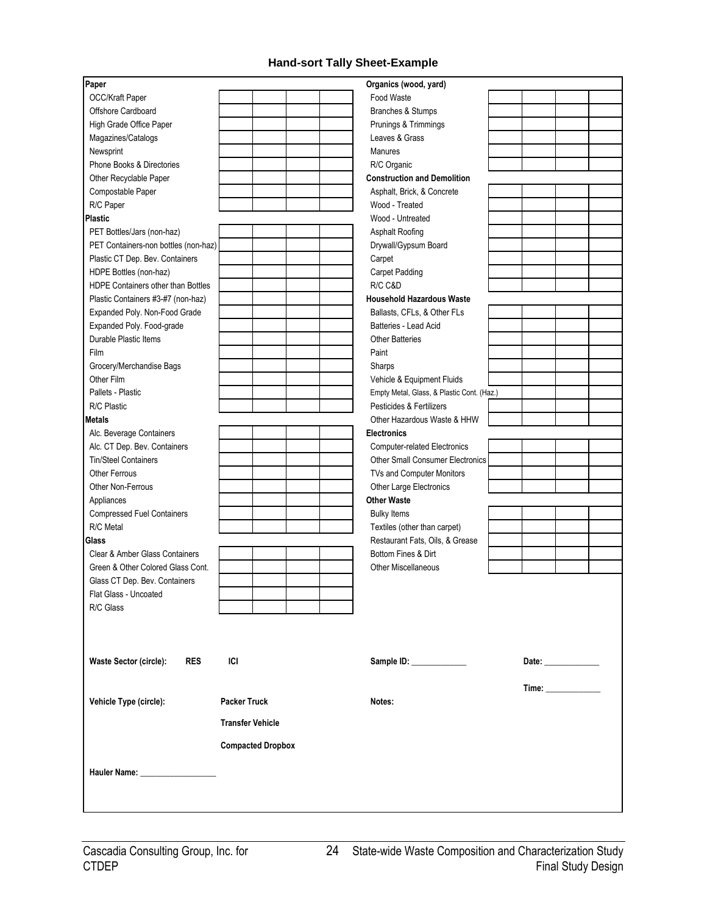## Hand-sort Tally Sheet-Example

| Category | | | | | Category | | | | |
|---|---|---|---|---|---|---|---|---|---|
| **Paper** | | | | | **Organics (wood, yard)** | | | | |
| OCC/Kraft Paper | | | | | Food Waste | | | | |
| Offshore Cardboard | | | | | Branches & Stumps | | | | |
| High Grade Office Paper | | | | | Prunings & Trimmings | | | | |
| Magazines/Catalogs | | | | | Leaves & Grass | | | | |
| Newsprint | | | | | Manures | | | | |
| Phone Books & Directories | | | | | R/C Organic | | | | |
| Other Recyclable Paper | | | | | **Construction and Demolition** | | | | |
| Compostable Paper | | | | | Asphalt, Brick, & Concrete | | | | |
| R/C Paper | | | | | Wood - Treated | | | | |
| **Plastic** | | | | | Wood - Untreated | | | | |
| PET Bottles/Jars (non-haz) | | | | | Asphalt Roofing | | | | |
| PET Containers-non bottles (non-haz) | | | | | Drywall/Gypsum Board | | | | |
| Plastic CT Dep. Bev. Containers | | | | | Carpet | | | | |
| HDPE Bottles (non-haz) | | | | | Carpet Padding | | | | |
| HDPE Containers other than Bottles | | | | | R/C C&D | | | | |
| Plastic Containers #3-#7 (non-haz) | | | | | **Household Hazardous Waste** | | | | |
| Expanded Poly. Non-Food Grade | | | | | Ballasts, CFLs, & Other FLs | | | | |
| Expanded Poly. Food-grade | | | | | Batteries - Lead Acid | | | | |
| Durable Plastic Items | | | | | Other Batteries | | | | |
| Film | | | | | Paint | | | | |
| Grocery/Merchandise Bags | | | | | Sharps | | | | |
| Other Film | | | | | Vehicle & Equipment Fluids | | | | |
| Pallets - Plastic | | | | | Empty Metal, Glass, & Plastic Cont. (Haz.) | | | | |
| R/C Plastic | | | | | Pesticides & Fertilizers | | | | |
| **Metals** | | | | | Other Hazardous Waste & HHW | | | | |
| Alc. Beverage Containers | | | | | **Electronics** | | | | |
| Alc. CT Dep. Bev. Containers | | | | | Computer-related Electronics | | | | |
| Tin/Steel Containers | | | | | Other Small Consumer Electronics | | | | |
| Other Ferrous | | | | | TVs and Computer Monitors | | | | |
| Other Non-Ferrous | | | | | Other Large Electronics | | | | |
| Appliances | | | | | **Other Waste** | | | | |
| Compressed Fuel Containers | | | | | Bulky Items | | | | |
| R/C Metal | | | | | Textiles (other than carpet) | | | | |
| **Glass** | | | | | Restaurant Fats, Oils, & Grease | | | | |
| Clear & Amber Glass Containers | | | | | Bottom Fines & Dirt | | | | |
| Green & Other Colored Glass Cont. | | | | | Other Miscellaneous | | | | |
| Glass CT Dep. Bev. Containers | | | | | | | | | |
| Flat Glass - Uncoated | | | | | | | | | |
| R/C Glass | | | | | | | | | |

**Waste Sector (circle):** **RES** **ICI**

**Sample ID:** _____________

**Date:** _____________

**Time:** _____________

**Vehicle Type (circle):** **Packer Truck** / **Transfer Vehicle** / **Compacted Dropbox**

**Notes:**

**Hauler Name:** _________________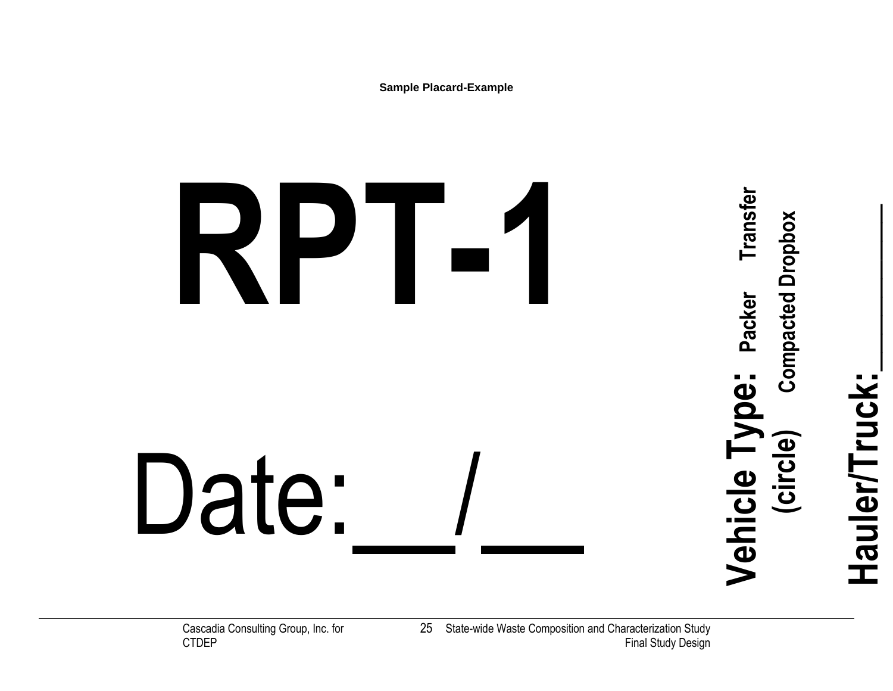**Sample Placard-Example**

# RPT-1

# Date:__/__

**Vehicle Type:** Packer Transfer
**(circle)** Compacted Dropbox

**Hauler/Truck:**\_\_\_\_\_\_\_\_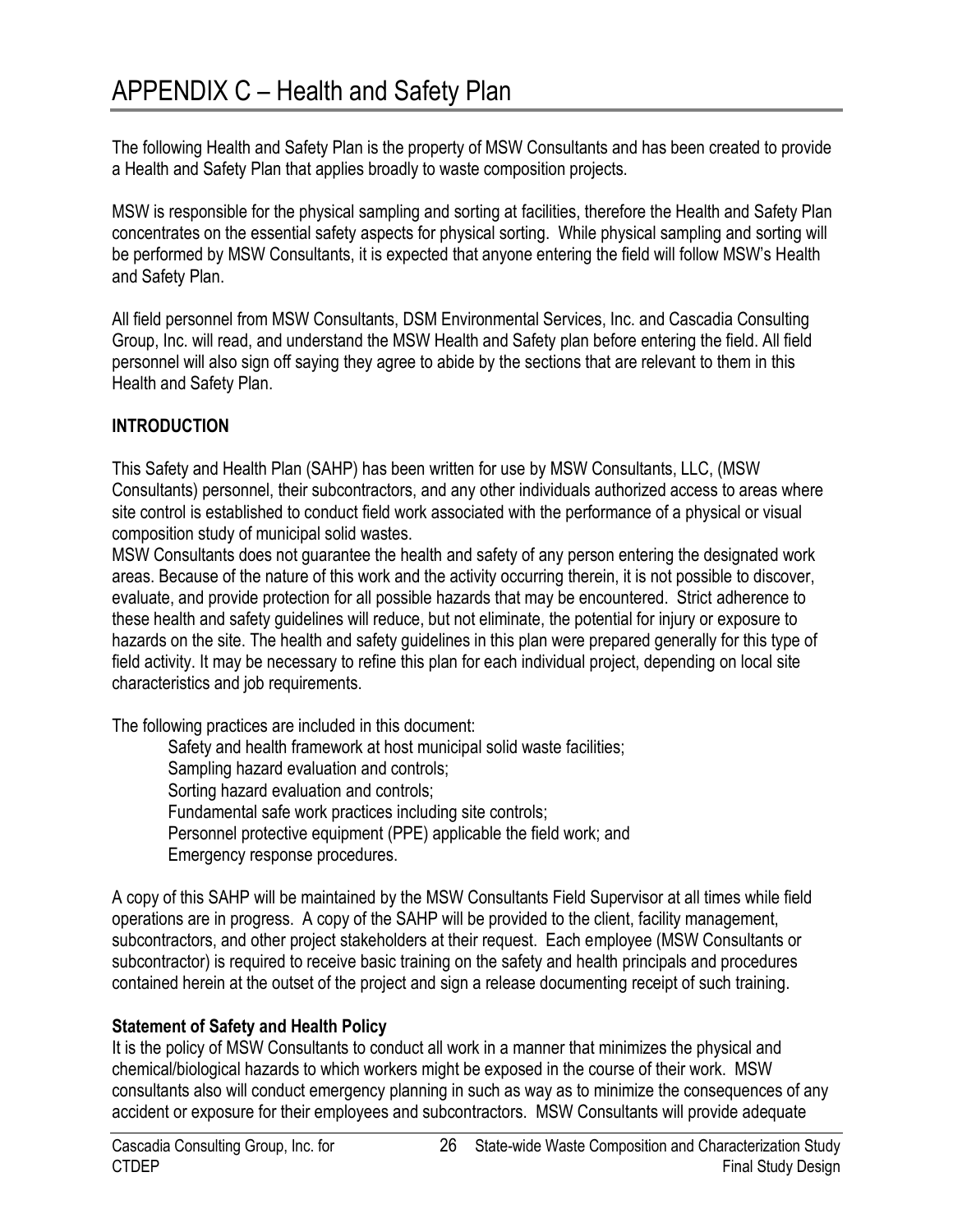# APPENDIX C – Health and Safety Plan

The following Health and Safety Plan is the property of MSW Consultants and has been created to provide a Health and Safety Plan that applies broadly to waste composition projects.

MSW is responsible for the physical sampling and sorting at facilities, therefore the Health and Safety Plan concentrates on the essential safety aspects for physical sorting. While physical sampling and sorting will be performed by MSW Consultants, it is expected that anyone entering the field will follow MSW's Health and Safety Plan.

All field personnel from MSW Consultants, DSM Environmental Services, Inc. and Cascadia Consulting Group, Inc. will read, and understand the MSW Health and Safety plan before entering the field. All field personnel will also sign off saying they agree to abide by the sections that are relevant to them in this Health and Safety Plan.

## INTRODUCTION

This Safety and Health Plan (SAHP) has been written for use by MSW Consultants, LLC, (MSW Consultants) personnel, their subcontractors, and any other individuals authorized access to areas where site control is established to conduct field work associated with the performance of a physical or visual composition study of municipal solid wastes.

MSW Consultants does not guarantee the health and safety of any person entering the designated work areas. Because of the nature of this work and the activity occurring therein, it is not possible to discover, evaluate, and provide protection for all possible hazards that may be encountered. Strict adherence to these health and safety guidelines will reduce, but not eliminate, the potential for injury or exposure to hazards on the site. The health and safety guidelines in this plan were prepared generally for this type of field activity. It may be necessary to refine this plan for each individual project, depending on local site characteristics and job requirements.

The following practices are included in this document:

- Safety and health framework at host municipal solid waste facilities;
- Sampling hazard evaluation and controls;
- Sorting hazard evaluation and controls;
- Fundamental safe work practices including site controls;
- Personnel protective equipment (PPE) applicable the field work; and
- Emergency response procedures.

A copy of this SAHP will be maintained by the MSW Consultants Field Supervisor at all times while field operations are in progress. A copy of the SAHP will be provided to the client, facility management, subcontractors, and other project stakeholders at their request. Each employee (MSW Consultants or subcontractor) is required to receive basic training on the safety and health principals and procedures contained herein at the outset of the project and sign a release documenting receipt of such training.

### Statement of Safety and Health Policy

It is the policy of MSW Consultants to conduct all work in a manner that minimizes the physical and chemical/biological hazards to which workers might be exposed in the course of their work. MSW consultants also will conduct emergency planning in such as way as to minimize the consequences of any accident or exposure for their employees and subcontractors. MSW Consultants will provide adequate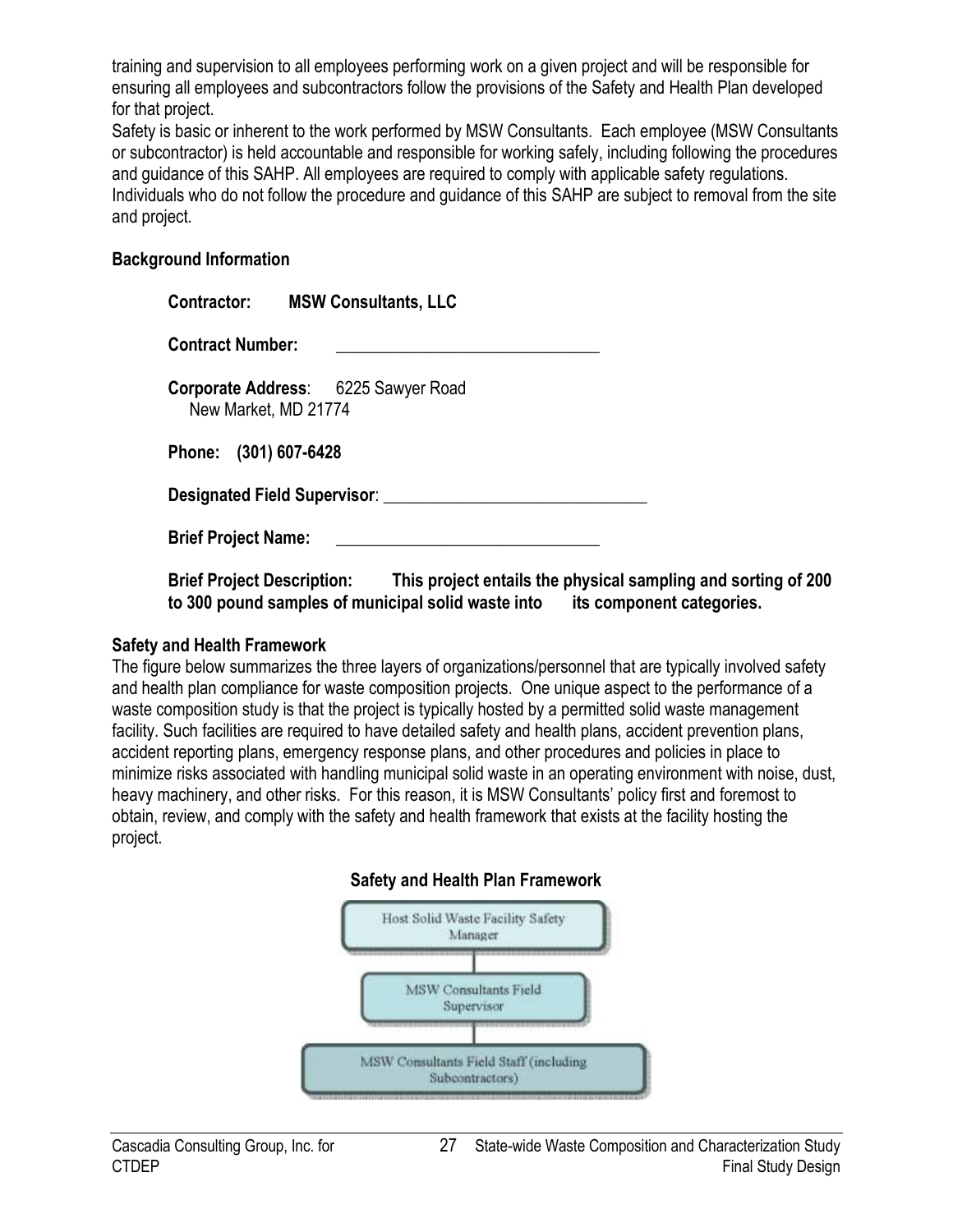training and supervision to all employees performing work on a given project and will be responsible for ensuring all employees and subcontractors follow the provisions of the Safety and Health Plan developed for that project.

Safety is basic or inherent to the work performed by MSW Consultants. Each employee (MSW Consultants or subcontractor) is held accountable and responsible for working safely, including following the procedures and guidance of this SAHP. All employees are required to comply with applicable safety regulations. Individuals who do not follow the procedure and guidance of this SAHP are subject to removal from the site and project.

**Background Information**

**Contractor:** **MSW Consultants, LLC**

**Contract Number:** ______________________________

**Corporate Address**: 6225 Sawyer Road
New Market, MD 21774

**Phone: (301) 607-6428**

**Designated Field Supervisor**: ______________________________

**Brief Project Name:** ______________________________

**Brief Project Description: This project entails the physical sampling and sorting of 200 to 300 pound samples of municipal solid waste into its component categories.**

**Safety and Health Framework**

The figure below summarizes the three layers of organizations/personnel that are typically involved safety and health plan compliance for waste composition projects. One unique aspect to the performance of a waste composition study is that the project is typically hosted by a permitted solid waste management facility. Such facilities are required to have detailed safety and health plans, accident prevention plans, accident reporting plans, emergency response plans, and other procedures and policies in place to minimize risks associated with handling municipal solid waste in an operating environment with noise, dust, heavy machinery, and other risks. For this reason, it is MSW Consultants' policy first and foremost to obtain, review, and comply with the safety and health framework that exists at the facility hosting the project.

**Safety and Health Plan Framework**

Host Solid Waste Facility Safety Manager

MSW Consultants Field Supervisor

MSW Consultants Field Staff (including Subcontractors)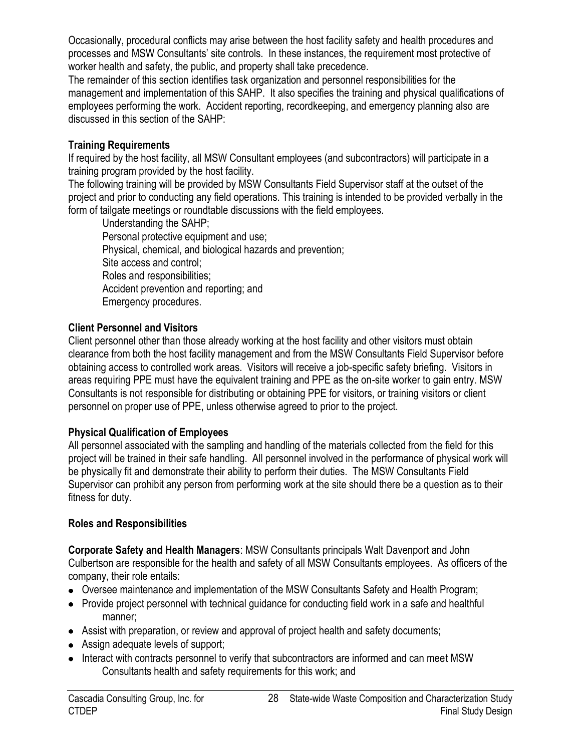Occasionally, procedural conflicts may arise between the host facility safety and health procedures and processes and MSW Consultants' site controls. In these instances, the requirement most protective of worker health and safety, the public, and property shall take precedence.

The remainder of this section identifies task organization and personnel responsibilities for the management and implementation of this SAHP. It also specifies the training and physical qualifications of employees performing the work. Accident reporting, recordkeeping, and emergency planning also are discussed in this section of the SAHP:

**Training Requirements**

If required by the host facility, all MSW Consultant employees (and subcontractors) will participate in a training program provided by the host facility.

The following training will be provided by MSW Consultants Field Supervisor staff at the outset of the project and prior to conducting any field operations. This training is intended to be provided verbally in the form of tailgate meetings or roundtable discussions with the field employees.

- Understanding the SAHP;
- Personal protective equipment and use;
- Physical, chemical, and biological hazards and prevention;
- Site access and control;
- Roles and responsibilities;
- Accident prevention and reporting; and
- Emergency procedures.

**Client Personnel and Visitors**

Client personnel other than those already working at the host facility and other visitors must obtain clearance from both the host facility management and from the MSW Consultants Field Supervisor before obtaining access to controlled work areas. Visitors will receive a job-specific safety briefing. Visitors in areas requiring PPE must have the equivalent training and PPE as the on-site worker to gain entry. MSW Consultants is not responsible for distributing or obtaining PPE for visitors, or training visitors or client personnel on proper use of PPE, unless otherwise agreed to prior to the project.

**Physical Qualification of Employees**

All personnel associated with the sampling and handling of the materials collected from the field for this project will be trained in their safe handling. All personnel involved in the performance of physical work will be physically fit and demonstrate their ability to perform their duties. The MSW Consultants Field Supervisor can prohibit any person from performing work at the site should there be a question as to their fitness for duty.

**Roles and Responsibilities**

**Corporate Safety and Health Managers**: MSW Consultants principals Walt Davenport and John Culbertson are responsible for the health and safety of all MSW Consultants employees. As officers of the company, their role entails:

- Oversee maintenance and implementation of the MSW Consultants Safety and Health Program;
- Provide project personnel with technical guidance for conducting field work in a safe and healthful manner;
- Assist with preparation, or review and approval of project health and safety documents;
- Assign adequate levels of support;
- Interact with contracts personnel to verify that subcontractors are informed and can meet MSW Consultants health and safety requirements for this work; and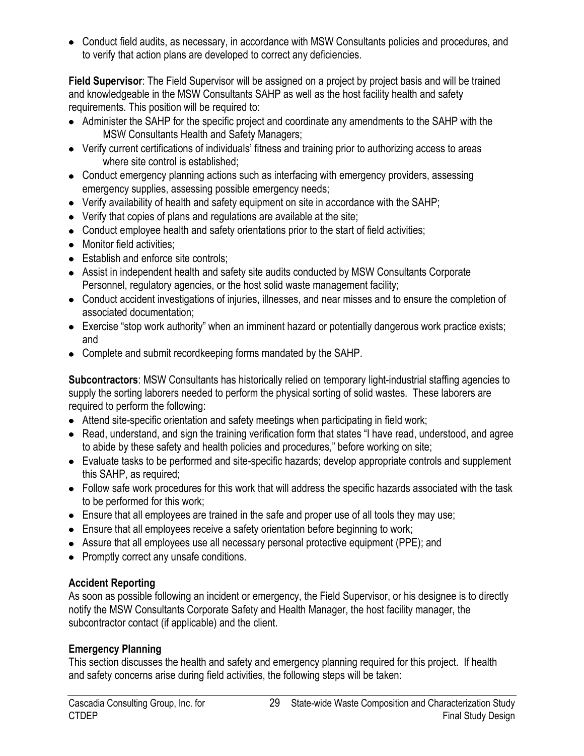- Conduct field audits, as necessary, in accordance with MSW Consultants policies and procedures, and to verify that action plans are developed to correct any deficiencies.

**Field Supervisor**: The Field Supervisor will be assigned on a project by project basis and will be trained and knowledgeable in the MSW Consultants SAHP as well as the host facility health and safety requirements. This position will be required to:

- Administer the SAHP for the specific project and coordinate any amendments to the SAHP with the MSW Consultants Health and Safety Managers;
- Verify current certifications of individuals' fitness and training prior to authorizing access to areas where site control is established;
- Conduct emergency planning actions such as interfacing with emergency providers, assessing emergency supplies, assessing possible emergency needs;
- Verify availability of health and safety equipment on site in accordance with the SAHP;
- Verify that copies of plans and regulations are available at the site;
- Conduct employee health and safety orientations prior to the start of field activities;
- Monitor field activities;
- Establish and enforce site controls;
- Assist in independent health and safety site audits conducted by MSW Consultants Corporate Personnel, regulatory agencies, or the host solid waste management facility;
- Conduct accident investigations of injuries, illnesses, and near misses and to ensure the completion of associated documentation;
- Exercise "stop work authority" when an imminent hazard or potentially dangerous work practice exists; and
- Complete and submit recordkeeping forms mandated by the SAHP.

**Subcontractors**: MSW Consultants has historically relied on temporary light-industrial staffing agencies to supply the sorting laborers needed to perform the physical sorting of solid wastes. These laborers are required to perform the following:

- Attend site-specific orientation and safety meetings when participating in field work;
- Read, understand, and sign the training verification form that states "I have read, understood, and agree to abide by these safety and health policies and procedures," before working on site;
- Evaluate tasks to be performed and site-specific hazards; develop appropriate controls and supplement this SAHP, as required;
- Follow safe work procedures for this work that will address the specific hazards associated with the task to be performed for this work;
- Ensure that all employees are trained in the safe and proper use of all tools they may use;
- Ensure that all employees receive a safety orientation before beginning to work;
- Assure that all employees use all necessary personal protective equipment (PPE); and
- Promptly correct any unsafe conditions.

### Accident Reporting

As soon as possible following an incident or emergency, the Field Supervisor, or his designee is to directly notify the MSW Consultants Corporate Safety and Health Manager, the host facility manager, the subcontractor contact (if applicable) and the client.

### Emergency Planning

This section discusses the health and safety and emergency planning required for this project. If health and safety concerns arise during field activities, the following steps will be taken: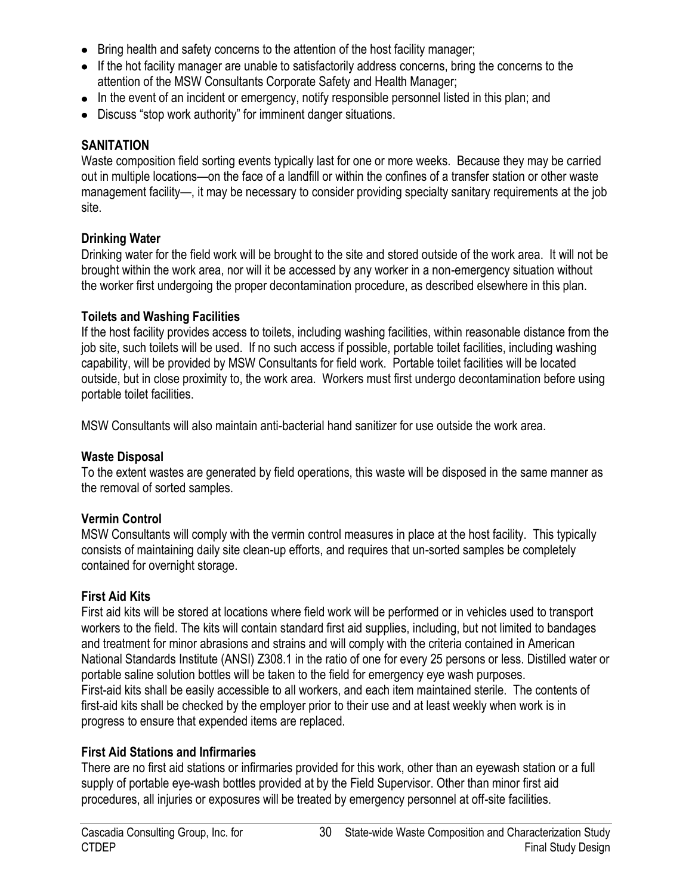- Bring health and safety concerns to the attention of the host facility manager;
- If the hot facility manager are unable to satisfactorily address concerns, bring the concerns to the attention of the MSW Consultants Corporate Safety and Health Manager;
- In the event of an incident or emergency, notify responsible personnel listed in this plan; and
- Discuss "stop work authority" for imminent danger situations.

## SANITATION

Waste composition field sorting events typically last for one or more weeks. Because they may be carried out in multiple locations—on the face of a landfill or within the confines of a transfer station or other waste management facility—, it may be necessary to consider providing specialty sanitary requirements at the job site.

### Drinking Water

Drinking water for the field work will be brought to the site and stored outside of the work area. It will not be brought within the work area, nor will it be accessed by any worker in a non-emergency situation without the worker first undergoing the proper decontamination procedure, as described elsewhere in this plan.

### Toilets and Washing Facilities

If the host facility provides access to toilets, including washing facilities, within reasonable distance from the job site, such toilets will be used. If no such access if possible, portable toilet facilities, including washing capability, will be provided by MSW Consultants for field work. Portable toilet facilities will be located outside, but in close proximity to, the work area. Workers must first undergo decontamination before using portable toilet facilities.

MSW Consultants will also maintain anti-bacterial hand sanitizer for use outside the work area.

### Waste Disposal

To the extent wastes are generated by field operations, this waste will be disposed in the same manner as the removal of sorted samples.

### Vermin Control

MSW Consultants will comply with the vermin control measures in place at the host facility. This typically consists of maintaining daily site clean-up efforts, and requires that un-sorted samples be completely contained for overnight storage.

### First Aid Kits

First aid kits will be stored at locations where field work will be performed or in vehicles used to transport workers to the field. The kits will contain standard first aid supplies, including, but not limited to bandages and treatment for minor abrasions and strains and will comply with the criteria contained in American National Standards Institute (ANSI) Z308.1 in the ratio of one for every 25 persons or less. Distilled water or portable saline solution bottles will be taken to the field for emergency eye wash purposes.
First-aid kits shall be easily accessible to all workers, and each item maintained sterile. The contents of first-aid kits shall be checked by the employer prior to their use and at least weekly when work is in progress to ensure that expended items are replaced.

### First Aid Stations and Infirmaries

There are no first aid stations or infirmaries provided for this work, other than an eyewash station or a full supply of portable eye-wash bottles provided at by the Field Supervisor. Other than minor first aid procedures, all injuries or exposures will be treated by emergency personnel at off-site facilities.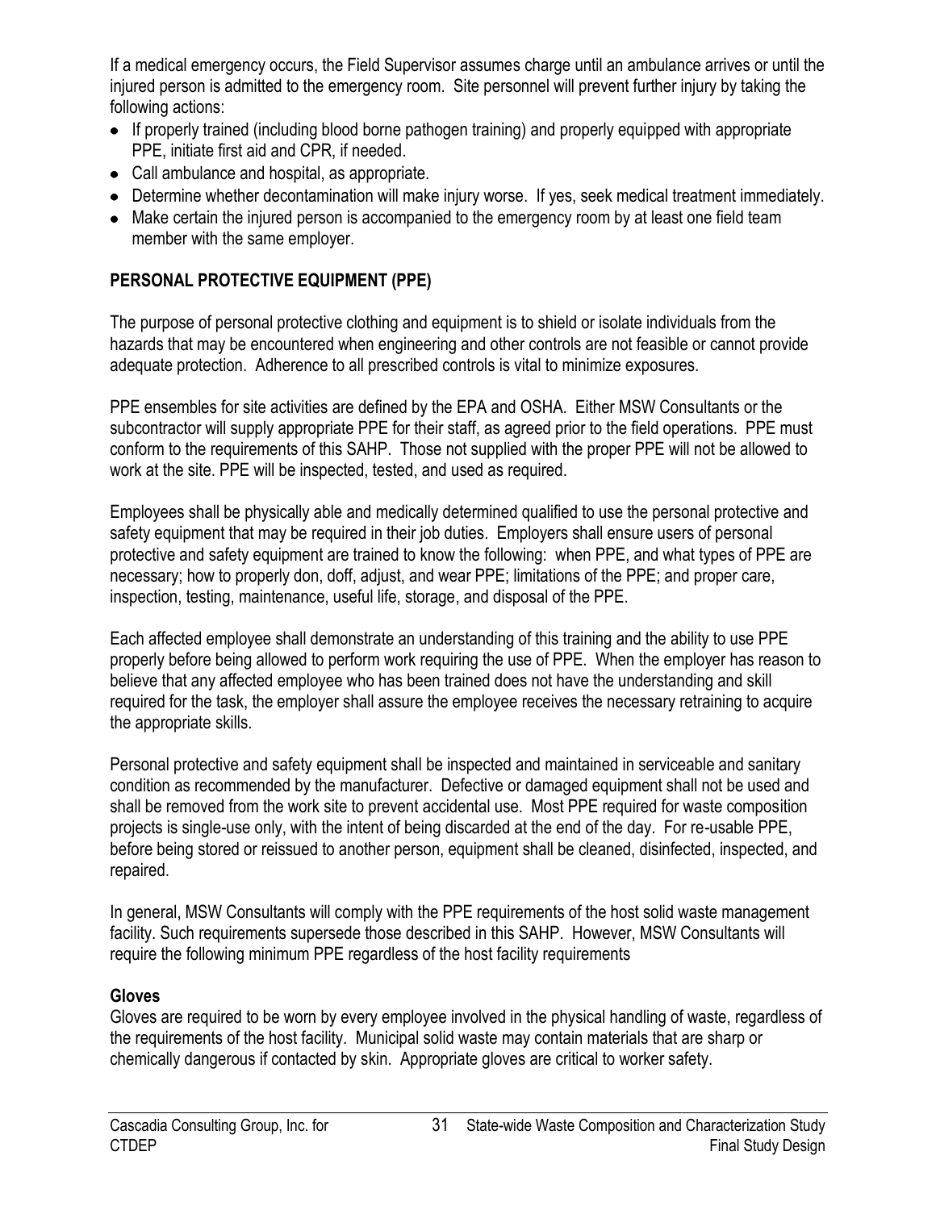If a medical emergency occurs, the Field Supervisor assumes charge until an ambulance arrives or until the injured person is admitted to the emergency room. Site personnel will prevent further injury by taking the following actions:

- If properly trained (including blood borne pathogen training) and properly equipped with appropriate PPE, initiate first aid and CPR, if needed.
- Call ambulance and hospital, as appropriate.
- Determine whether decontamination will make injury worse. If yes, seek medical treatment immediately.
- Make certain the injured person is accompanied to the emergency room by at least one field team member with the same employer.

## PERSONAL PROTECTIVE EQUIPMENT (PPE)

The purpose of personal protective clothing and equipment is to shield or isolate individuals from the hazards that may be encountered when engineering and other controls are not feasible or cannot provide adequate protection. Adherence to all prescribed controls is vital to minimize exposures.

PPE ensembles for site activities are defined by the EPA and OSHA. Either MSW Consultants or the subcontractor will supply appropriate PPE for their staff, as agreed prior to the field operations. PPE must conform to the requirements of this SAHP. Those not supplied with the proper PPE will not be allowed to work at the site. PPE will be inspected, tested, and used as required.

Employees shall be physically able and medically determined qualified to use the personal protective and safety equipment that may be required in their job duties. Employers shall ensure users of personal protective and safety equipment are trained to know the following: when PPE, and what types of PPE are necessary; how to properly don, doff, adjust, and wear PPE; limitations of the PPE; and proper care, inspection, testing, maintenance, useful life, storage, and disposal of the PPE.

Each affected employee shall demonstrate an understanding of this training and the ability to use PPE properly before being allowed to perform work requiring the use of PPE. When the employer has reason to believe that any affected employee who has been trained does not have the understanding and skill required for the task, the employer shall assure the employee receives the necessary retraining to acquire the appropriate skills.

Personal protective and safety equipment shall be inspected and maintained in serviceable and sanitary condition as recommended by the manufacturer. Defective or damaged equipment shall not be used and shall be removed from the work site to prevent accidental use. Most PPE required for waste composition projects is single-use only, with the intent of being discarded at the end of the day. For re-usable PPE, before being stored or reissued to another person, equipment shall be cleaned, disinfected, inspected, and repaired.

In general, MSW Consultants will comply with the PPE requirements of the host solid waste management facility. Such requirements supersede those described in this SAHP. However, MSW Consultants will require the following minimum PPE regardless of the host facility requirements

### Gloves

Gloves are required to be worn by every employee involved in the physical handling of waste, regardless of the requirements of the host facility. Municipal solid waste may contain materials that are sharp or chemically dangerous if contacted by skin. Appropriate gloves are critical to worker safety.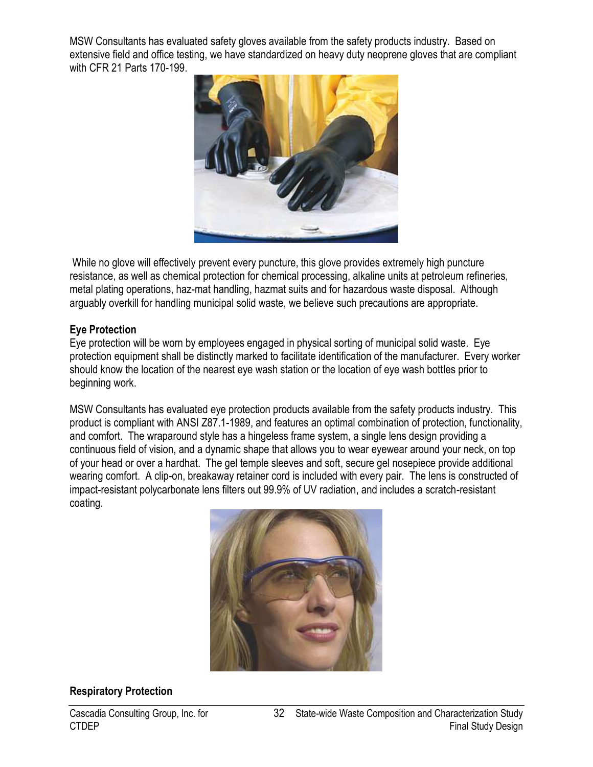MSW Consultants has evaluated safety gloves available from the safety products industry. Based on extensive field and office testing, we have standardized on heavy duty neoprene gloves that are compliant with CFR 21 Parts 170-199.

While no glove will effectively prevent every puncture, this glove provides extremely high puncture resistance, as well as chemical protection for chemical processing, alkaline units at petroleum refineries, metal plating operations, haz-mat handling, hazmat suits and for hazardous waste disposal. Although arguably overkill for handling municipal solid waste, we believe such precautions are appropriate.

### Eye Protection

Eye protection will be worn by employees engaged in physical sorting of municipal solid waste. Eye protection equipment shall be distinctly marked to facilitate identification of the manufacturer. Every worker should know the location of the nearest eye wash station or the location of eye wash bottles prior to beginning work.

MSW Consultants has evaluated eye protection products available from the safety products industry. This product is compliant with ANSI Z87.1-1989, and features an optimal combination of protection, functionality, and comfort. The wraparound style has a hingeless frame system, a single lens design providing a continuous field of vision, and a dynamic shape that allows you to wear eyewear around your neck, on top of your head or over a hardhat. The gel temple sleeves and soft, secure gel nosepiece provide additional wearing comfort. A clip-on, breakaway retainer cord is included with every pair. The lens is constructed of impact-resistant polycarbonate lens filters out 99.9% of UV radiation, and includes a scratch-resistant coating.

### Respiratory Protection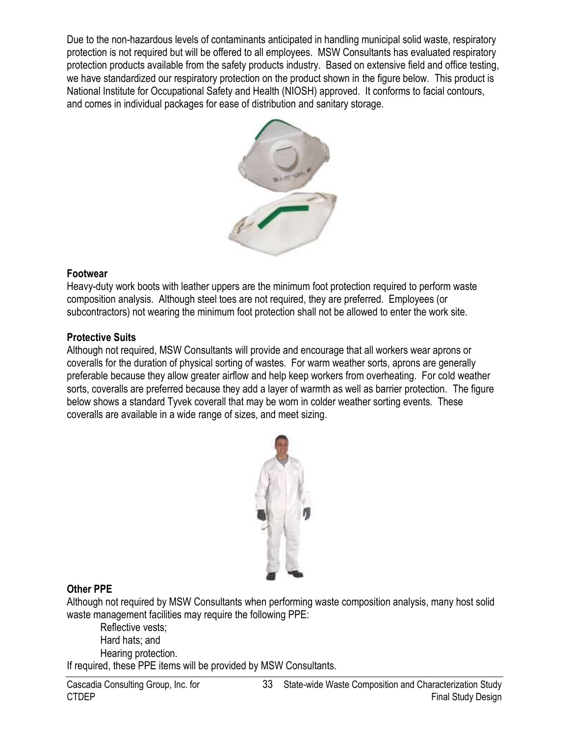Due to the non-hazardous levels of contaminants anticipated in handling municipal solid waste, respiratory protection is not required but will be offered to all employees. MSW Consultants has evaluated respiratory protection products available from the safety products industry. Based on extensive field and office testing, we have standardized our respiratory protection on the product shown in the figure below. This product is National Institute for Occupational Safety and Health (NIOSH) approved. It conforms to facial contours, and comes in individual packages for ease of distribution and sanitary storage.

**Footwear**

Heavy-duty work boots with leather uppers are the minimum foot protection required to perform waste composition analysis. Although steel toes are not required, they are preferred. Employees (or subcontractors) not wearing the minimum foot protection shall not be allowed to enter the work site.

**Protective Suits**

Although not required, MSW Consultants will provide and encourage that all workers wear aprons or coveralls for the duration of physical sorting of wastes. For warm weather sorts, aprons are generally preferable because they allow greater airflow and help keep workers from overheating. For cold weather sorts, coveralls are preferred because they add a layer of warmth as well as barrier protection. The figure below shows a standard Tyvek coverall that may be worn in colder weather sorting events. These coveralls are available in a wide range of sizes, and meet sizing.

**Other PPE**

Although not required by MSW Consultants when performing waste composition analysis, many host solid waste management facilities may require the following PPE:

- Reflective vests;
- Hard hats; and
- Hearing protection.

If required, these PPE items will be provided by MSW Consultants.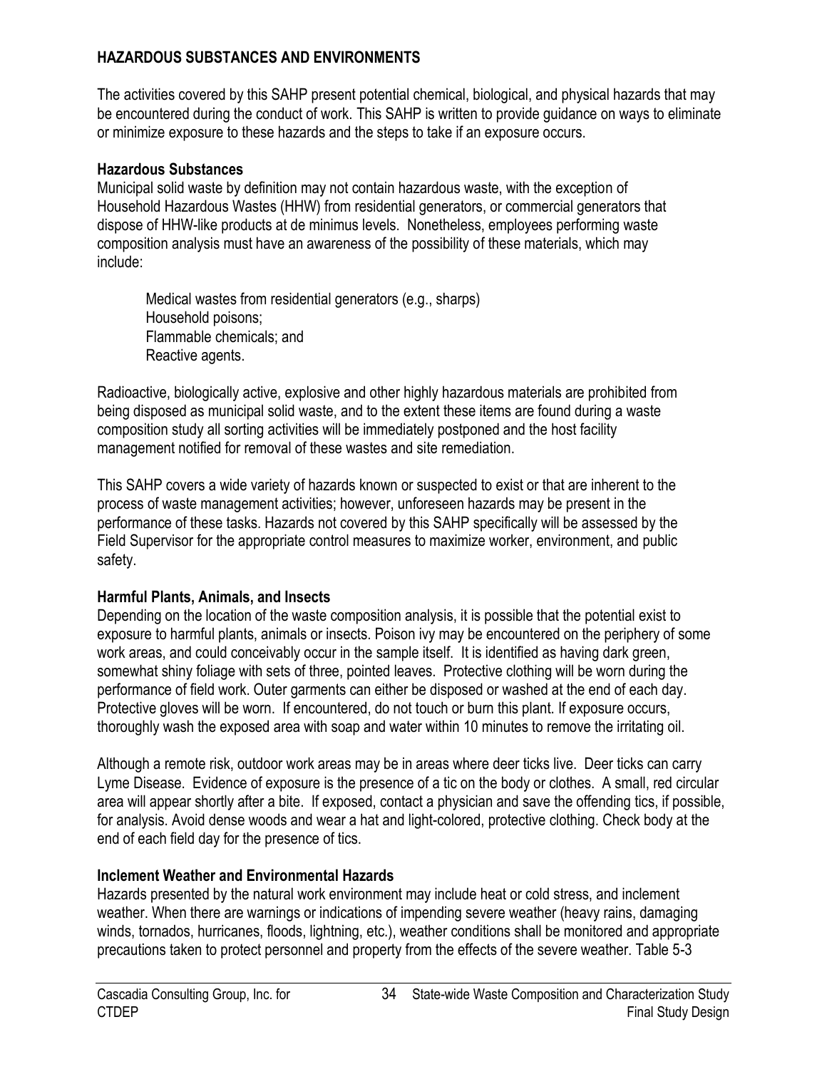## HAZARDOUS SUBSTANCES AND ENVIRONMENTS

The activities covered by this SAHP present potential chemical, biological, and physical hazards that may be encountered during the conduct of work. This SAHP is written to provide guidance on ways to eliminate or minimize exposure to these hazards and the steps to take if an exposure occurs.

### Hazardous Substances

Municipal solid waste by definition may not contain hazardous waste, with the exception of Household Hazardous Wastes (HHW) from residential generators, or commercial generators that dispose of HHW-like products at de minimus levels. Nonetheless, employees performing waste composition analysis must have an awareness of the possibility of these materials, which may include:

- Medical wastes from residential generators (e.g., sharps)
- Household poisons;
- Flammable chemicals; and
- Reactive agents.

Radioactive, biologically active, explosive and other highly hazardous materials are prohibited from being disposed as municipal solid waste, and to the extent these items are found during a waste composition study all sorting activities will be immediately postponed and the host facility management notified for removal of these wastes and site remediation.

This SAHP covers a wide variety of hazards known or suspected to exist or that are inherent to the process of waste management activities; however, unforeseen hazards may be present in the performance of these tasks. Hazards not covered by this SAHP specifically will be assessed by the Field Supervisor for the appropriate control measures to maximize worker, environment, and public safety.

### Harmful Plants, Animals, and Insects

Depending on the location of the waste composition analysis, it is possible that the potential exist to exposure to harmful plants, animals or insects. Poison ivy may be encountered on the periphery of some work areas, and could conceivably occur in the sample itself. It is identified as having dark green, somewhat shiny foliage with sets of three, pointed leaves. Protective clothing will be worn during the performance of field work. Outer garments can either be disposed or washed at the end of each day. Protective gloves will be worn. If encountered, do not touch or burn this plant. If exposure occurs, thoroughly wash the exposed area with soap and water within 10 minutes to remove the irritating oil.

Although a remote risk, outdoor work areas may be in areas where deer ticks live. Deer ticks can carry Lyme Disease. Evidence of exposure is the presence of a tic on the body or clothes. A small, red circular area will appear shortly after a bite. If exposed, contact a physician and save the offending tics, if possible, for analysis. Avoid dense woods and wear a hat and light-colored, protective clothing. Check body at the end of each field day for the presence of tics.

### Inclement Weather and Environmental Hazards

Hazards presented by the natural work environment may include heat or cold stress, and inclement weather. When there are warnings or indications of impending severe weather (heavy rains, damaging winds, tornados, hurricanes, floods, lightning, etc.), weather conditions shall be monitored and appropriate precautions taken to protect personnel and property from the effects of the severe weather. Table 5-3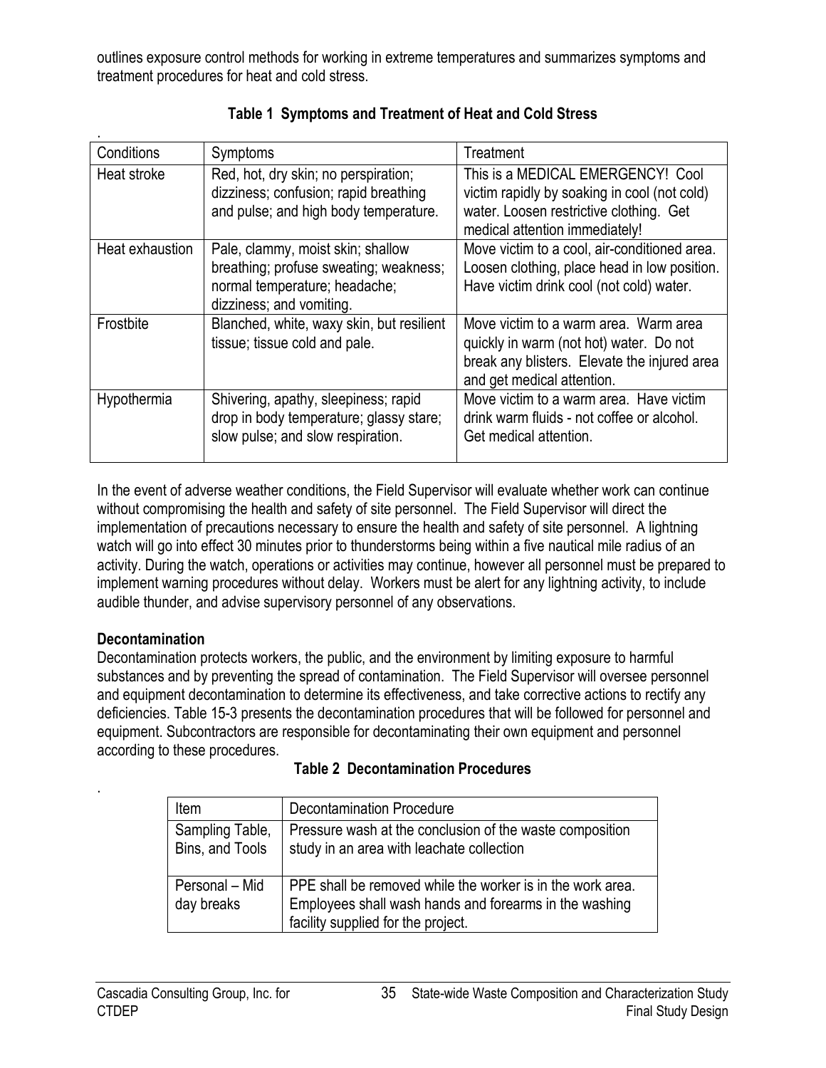outlines exposure control methods for working in extreme temperatures and summarizes symptoms and treatment procedures for heat and cold stress.

**Table 1 Symptoms and Treatment of Heat and Cold Stress**

| Conditions | Symptoms | Treatment |
|---|---|---|
| Heat stroke | Red, hot, dry skin; no perspiration; dizziness; confusion; rapid breathing and pulse; and high body temperature. | This is a MEDICAL EMERGENCY! Cool victim rapidly by soaking in cool (not cold) water. Loosen restrictive clothing. Get medical attention immediately! |
| Heat exhaustion | Pale, clammy, moist skin; shallow breathing; profuse sweating; weakness; normal temperature; headache; dizziness; and vomiting. | Move victim to a cool, air-conditioned area. Loosen clothing, place head in low position. Have victim drink cool (not cold) water. |
| Frostbite | Blanched, white, waxy skin, but resilient tissue; tissue cold and pale. | Move victim to a warm area. Warm area quickly in warm (not hot) water. Do not break any blisters. Elevate the injured area and get medical attention. |
| Hypothermia | Shivering, apathy, sleepiness; rapid drop in body temperature; glassy stare; slow pulse; and slow respiration. | Move victim to a warm area. Have victim drink warm fluids - not coffee or alcohol. Get medical attention. |

In the event of adverse weather conditions, the Field Supervisor will evaluate whether work can continue without compromising the health and safety of site personnel. The Field Supervisor will direct the implementation of precautions necessary to ensure the health and safety of site personnel. A lightning watch will go into effect 30 minutes prior to thunderstorms being within a five nautical mile radius of an activity. During the watch, operations or activities may continue, however all personnel must be prepared to implement warning procedures without delay. Workers must be alert for any lightning activity, to include audible thunder, and advise supervisory personnel of any observations.

**Decontamination**

Decontamination protects workers, the public, and the environment by limiting exposure to harmful substances and by preventing the spread of contamination. The Field Supervisor will oversee personnel and equipment decontamination to determine its effectiveness, and take corrective actions to rectify any deficiencies. Table 15-3 presents the decontamination procedures that will be followed for personnel and equipment. Subcontractors are responsible for decontaminating their own equipment and personnel according to these procedures.

**Table 2 Decontamination Procedures**

| Item | Decontamination Procedure |
|---|---|
| Sampling Table, Bins, and Tools | Pressure wash at the conclusion of the waste composition study in an area with leachate collection |
| Personal – Mid day breaks | PPE shall be removed while the worker is in the work area. Employees shall wash hands and forearms in the washing facility supplied for the project. |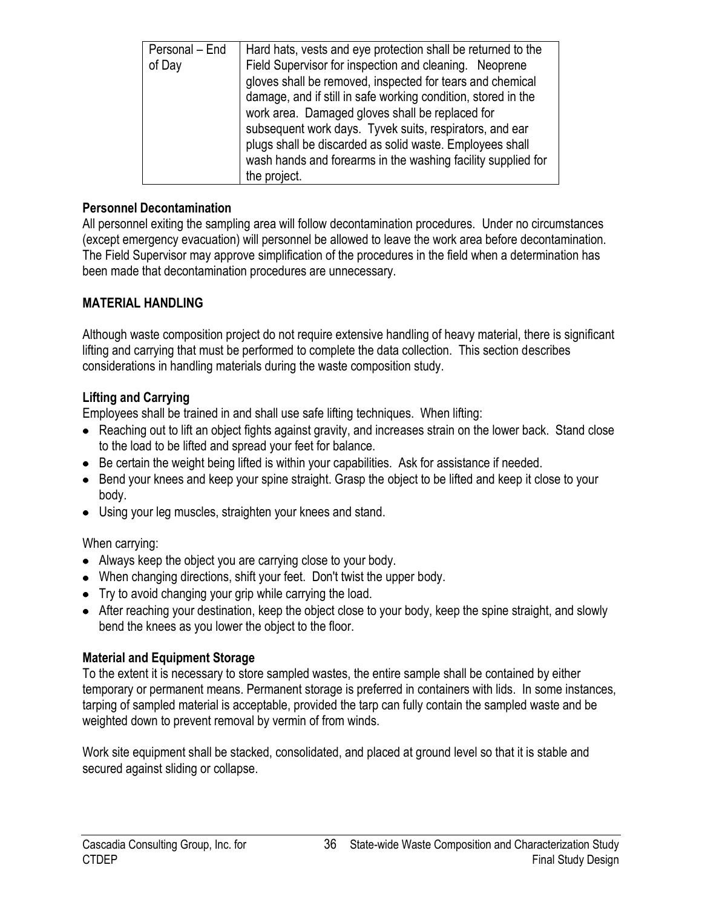| Personal – End of Day | Hard hats, vests and eye protection shall be returned to the Field Supervisor for inspection and cleaning. Neoprene gloves shall be removed, inspected for tears and chemical damage, and if still in safe working condition, stored in the work area. Damaged gloves shall be replaced for subsequent work days. Tyvek suits, respirators, and ear plugs shall be discarded as solid waste. Employees shall wash hands and forearms in the washing facility supplied for the project. |
|---|---|

**Personnel Decontamination**

All personnel exiting the sampling area will follow decontamination procedures. Under no circumstances (except emergency evacuation) will personnel be allowed to leave the work area before decontamination. The Field Supervisor may approve simplification of the procedures in the field when a determination has been made that decontamination procedures are unnecessary.

## MATERIAL HANDLING

Although waste composition project do not require extensive handling of heavy material, there is significant lifting and carrying that must be performed to complete the data collection. This section describes considerations in handling materials during the waste composition study.

**Lifting and Carrying**

Employees shall be trained in and shall use safe lifting techniques. When lifting:

- Reaching out to lift an object fights against gravity, and increases strain on the lower back. Stand close to the load to be lifted and spread your feet for balance.
- Be certain the weight being lifted is within your capabilities. Ask for assistance if needed.
- Bend your knees and keep your spine straight. Grasp the object to be lifted and keep it close to your body.
- Using your leg muscles, straighten your knees and stand.

When carrying:

- Always keep the object you are carrying close to your body.
- When changing directions, shift your feet. Don't twist the upper body.
- Try to avoid changing your grip while carrying the load.
- After reaching your destination, keep the object close to your body, keep the spine straight, and slowly bend the knees as you lower the object to the floor.

**Material and Equipment Storage**

To the extent it is necessary to store sampled wastes, the entire sample shall be contained by either temporary or permanent means. Permanent storage is preferred in containers with lids. In some instances, tarping of sampled material is acceptable, provided the tarp can fully contain the sampled waste and be weighted down to prevent removal by vermin of from winds.

Work site equipment shall be stacked, consolidated, and placed at ground level so that it is stable and secured against sliding or collapse.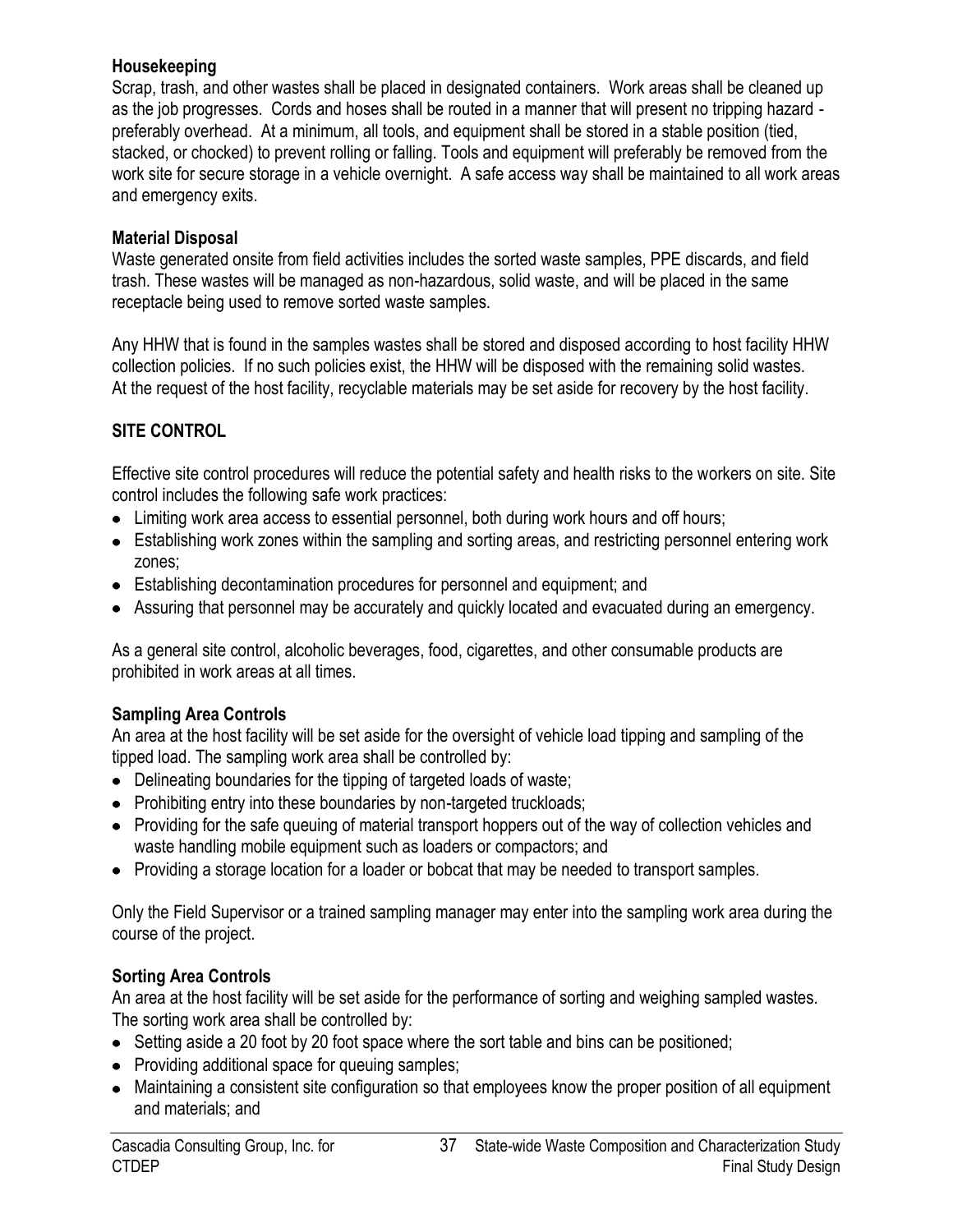### Housekeeping

Scrap, trash, and other wastes shall be placed in designated containers. Work areas shall be cleaned up as the job progresses. Cords and hoses shall be routed in a manner that will present no tripping hazard - preferably overhead. At a minimum, all tools, and equipment shall be stored in a stable position (tied, stacked, or chocked) to prevent rolling or falling. Tools and equipment will preferably be removed from the work site for secure storage in a vehicle overnight. A safe access way shall be maintained to all work areas and emergency exits.

### Material Disposal

Waste generated onsite from field activities includes the sorted waste samples, PPE discards, and field trash. These wastes will be managed as non-hazardous, solid waste, and will be placed in the same receptacle being used to remove sorted waste samples.

Any HHW that is found in the samples wastes shall be stored and disposed according to host facility HHW collection policies. If no such policies exist, the HHW will be disposed with the remaining solid wastes. At the request of the host facility, recyclable materials may be set aside for recovery by the host facility.

## SITE CONTROL

Effective site control procedures will reduce the potential safety and health risks to the workers on site. Site control includes the following safe work practices:

- Limiting work area access to essential personnel, both during work hours and off hours;
- Establishing work zones within the sampling and sorting areas, and restricting personnel entering work zones;
- Establishing decontamination procedures for personnel and equipment; and
- Assuring that personnel may be accurately and quickly located and evacuated during an emergency.

As a general site control, alcoholic beverages, food, cigarettes, and other consumable products are prohibited in work areas at all times.

### Sampling Area Controls

An area at the host facility will be set aside for the oversight of vehicle load tipping and sampling of the tipped load. The sampling work area shall be controlled by:

- Delineating boundaries for the tipping of targeted loads of waste;
- Prohibiting entry into these boundaries by non-targeted truckloads;
- Providing for the safe queuing of material transport hoppers out of the way of collection vehicles and waste handling mobile equipment such as loaders or compactors; and
- Providing a storage location for a loader or bobcat that may be needed to transport samples.

Only the Field Supervisor or a trained sampling manager may enter into the sampling work area during the course of the project.

### Sorting Area Controls

An area at the host facility will be set aside for the performance of sorting and weighing sampled wastes. The sorting work area shall be controlled by:

- Setting aside a 20 foot by 20 foot space where the sort table and bins can be positioned;
- Providing additional space for queuing samples;
- Maintaining a consistent site configuration so that employees know the proper position of all equipment and materials; and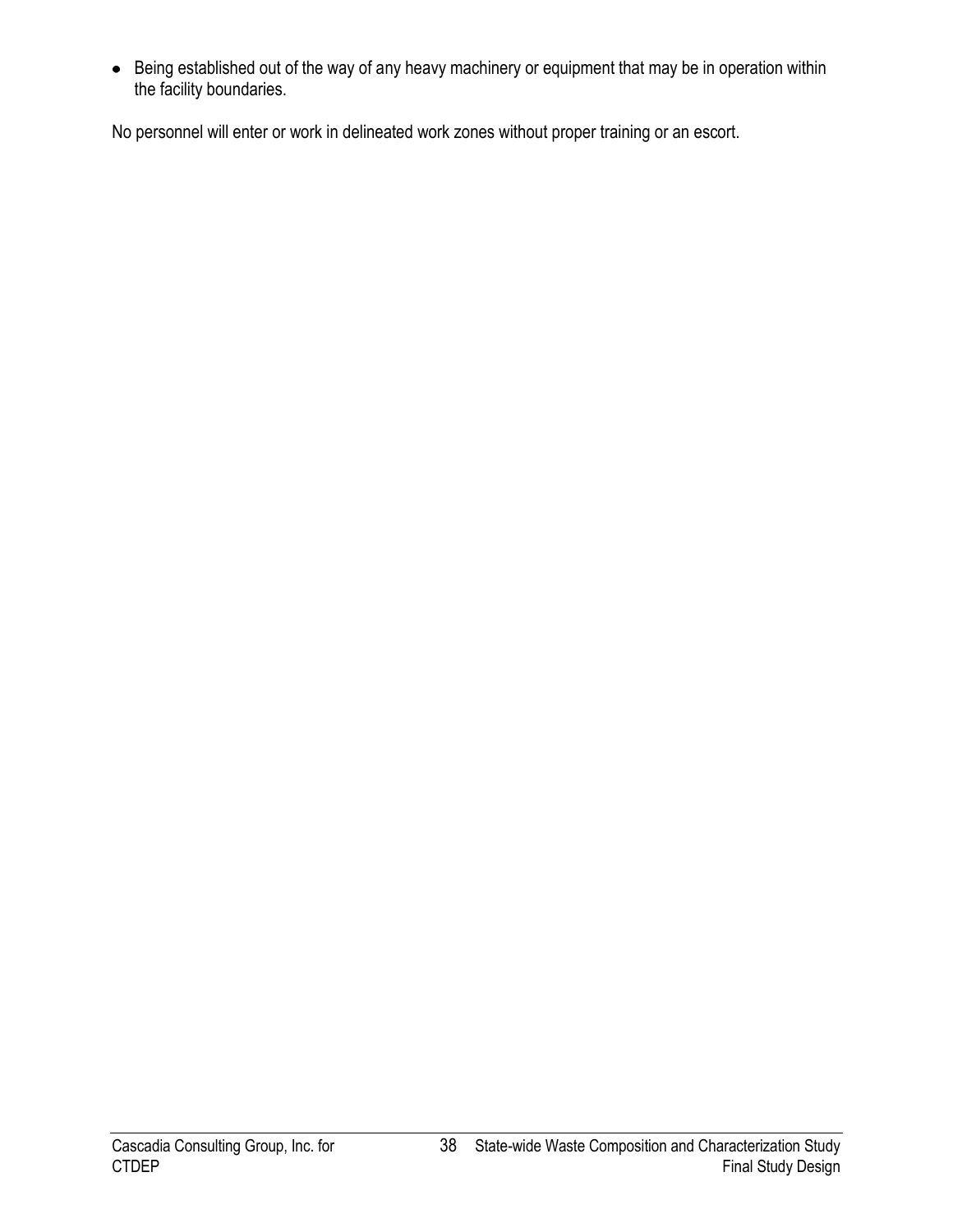- Being established out of the way of any heavy machinery or equipment that may be in operation within the facility boundaries.

No personnel will enter or work in delineated work zones without proper training or an escort.